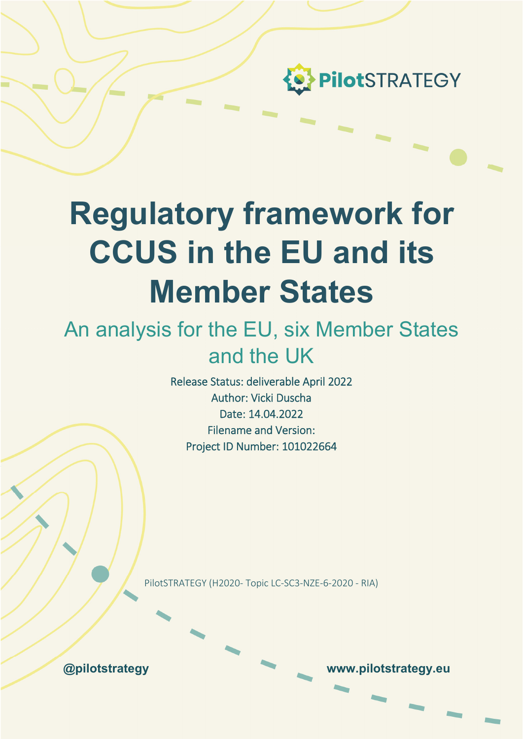PilotSTRATEGY

# Regulatory framework for CCUS in the EU and its Member States

## An analysis for the EU, six Member States and the UK

Release Status: deliverable April 2022
Author: Vicki Duscha
Date: 14.04.2022
Filename and Version:
Project ID Number: 101022664

PilotSTRATEGY (H2020- Topic LC-SC3-NZE-6-2020 - RIA)

@pilotstrategy

www.pilotstrategy.eu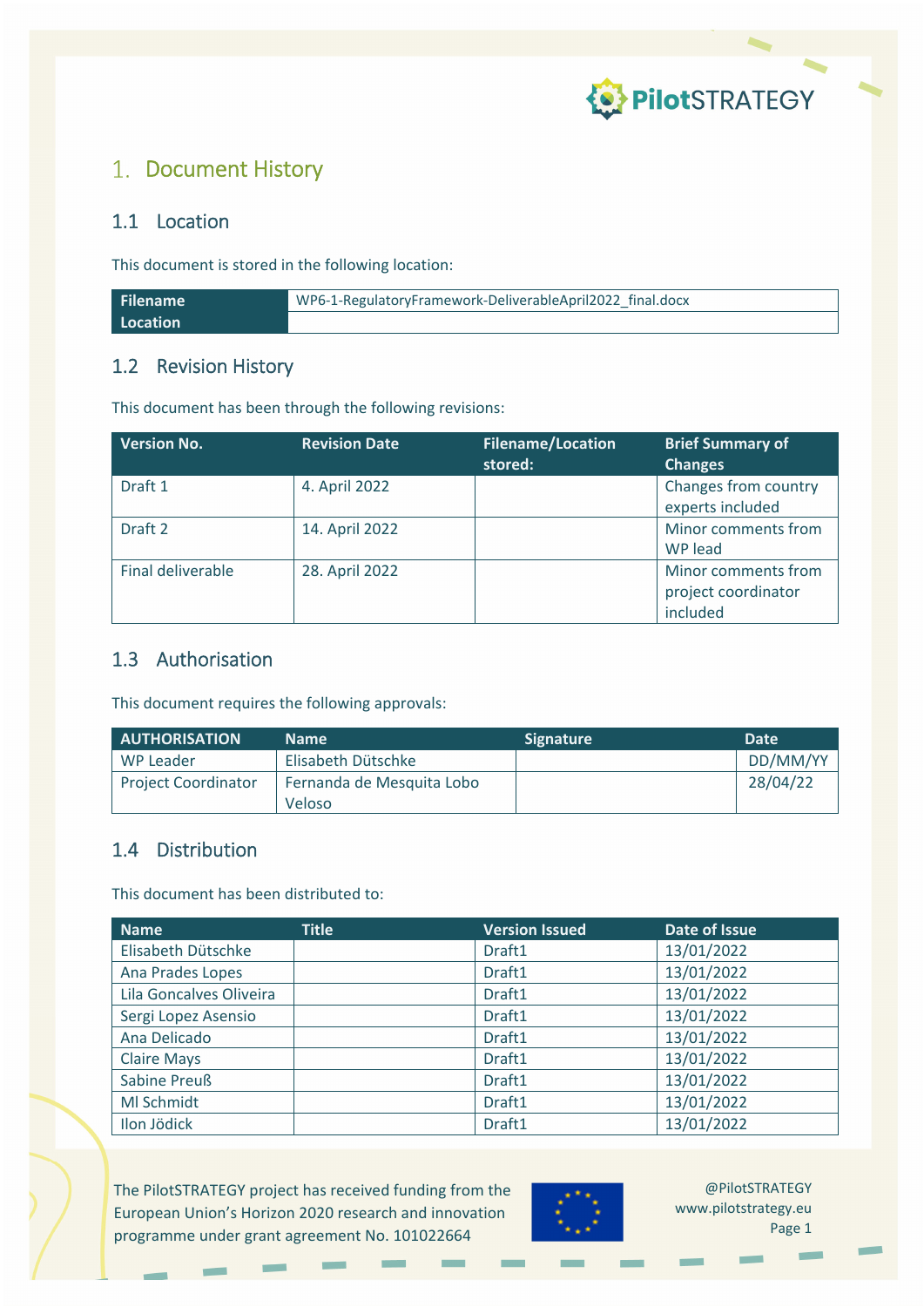# 1. Document History

## 1.1 Location

This document is stored in the following location:

| **Filename** | WP6-1-RegulatoryFramework-DeliverableApril2022_final.docx |
|---|---|
| **Location** | |

## 1.2 Revision History

This document has been through the following revisions:

| Version No. | Revision Date | Filename/Location stored: | Brief Summary of Changes |
|---|---|---|---|
| Draft 1 | 4. April 2022 | | Changes from country experts included |
| Draft 2 | 14. April 2022 | | Minor comments from WP lead |
| Final deliverable | 28. April 2022 | | Minor comments from project coordinator included |

## 1.3 Authorisation

This document requires the following approvals:

| AUTHORISATION | Name | Signature | Date |
|---|---|---|---|
| WP Leader | Elisabeth Dütschke | | DD/MM/YY |
| Project Coordinator | Fernanda de Mesquita Lobo Veloso | | 28/04/22 |

## 1.4 Distribution

This document has been distributed to:

| Name | Title | Version Issued | Date of Issue |
|---|---|---|---|
| Elisabeth Dütschke | | Draft1 | 13/01/2022 |
| Ana Prades Lopes | | Draft1 | 13/01/2022 |
| Lila Goncalves Oliveira | | Draft1 | 13/01/2022 |
| Sergi Lopez Asensio | | Draft1 | 13/01/2022 |
| Ana Delicado | | Draft1 | 13/01/2022 |
| Claire Mays | | Draft1 | 13/01/2022 |
| Sabine Preuß | | Draft1 | 13/01/2022 |
| Ml Schmidt | | Draft1 | 13/01/2022 |
| Ilon Jödick | | Draft1 | 13/01/2022 |

The PilotSTRATEGY project has received funding from the European Union's Horizon 2020 research and innovation programme under grant agreement No. 101022664

@PilotSTRATEGY
www.pilotstrategy.eu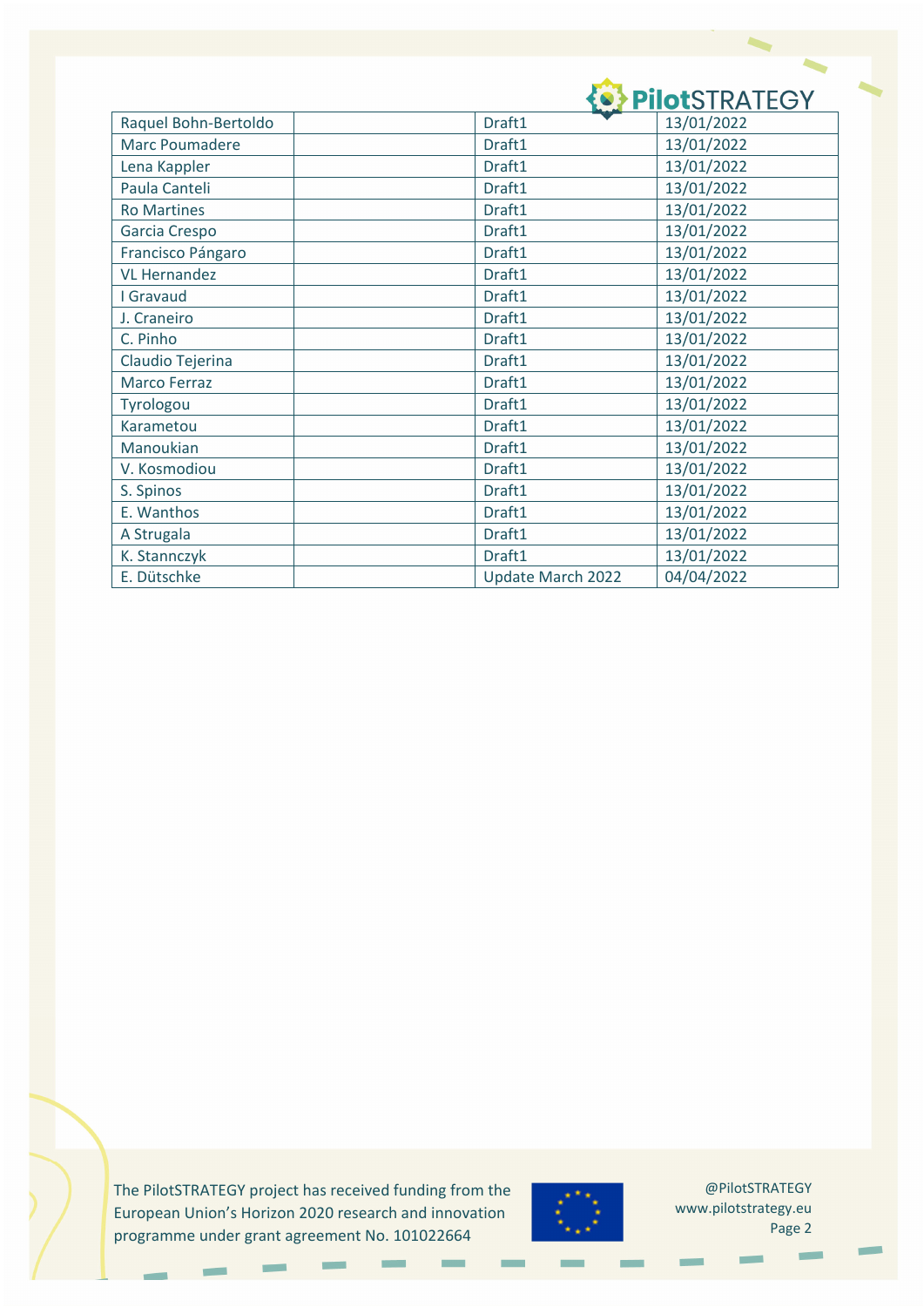| Raquel Bohn-Bertoldo | | Draft1 | 13/01/2022 |
|---|---|---|---|
| Marc Poumadere | | Draft1 | 13/01/2022 |
| Lena Kappler | | Draft1 | 13/01/2022 |
| Paula Canteli | | Draft1 | 13/01/2022 |
| Ro Martines | | Draft1 | 13/01/2022 |
| Garcia Crespo | | Draft1 | 13/01/2022 |
| Francisco Pángaro | | Draft1 | 13/01/2022 |
| VL Hernandez | | Draft1 | 13/01/2022 |
| I Gravaud | | Draft1 | 13/01/2022 |
| J. Craneiro | | Draft1 | 13/01/2022 |
| C. Pinho | | Draft1 | 13/01/2022 |
| Claudio Tejerina | | Draft1 | 13/01/2022 |
| Marco Ferraz | | Draft1 | 13/01/2022 |
| Tyrologou | | Draft1 | 13/01/2022 |
| Karametou | | Draft1 | 13/01/2022 |
| Manoukian | | Draft1 | 13/01/2022 |
| V. Kosmodiou | | Draft1 | 13/01/2022 |
| S. Spinos | | Draft1 | 13/01/2022 |
| E. Wanthos | | Draft1 | 13/01/2022 |
| A Strugala | | Draft1 | 13/01/2022 |
| K. Stannczyk | | Draft1 | 13/01/2022 |
| E. Dütschke | | Update March 2022 | 04/04/2022 |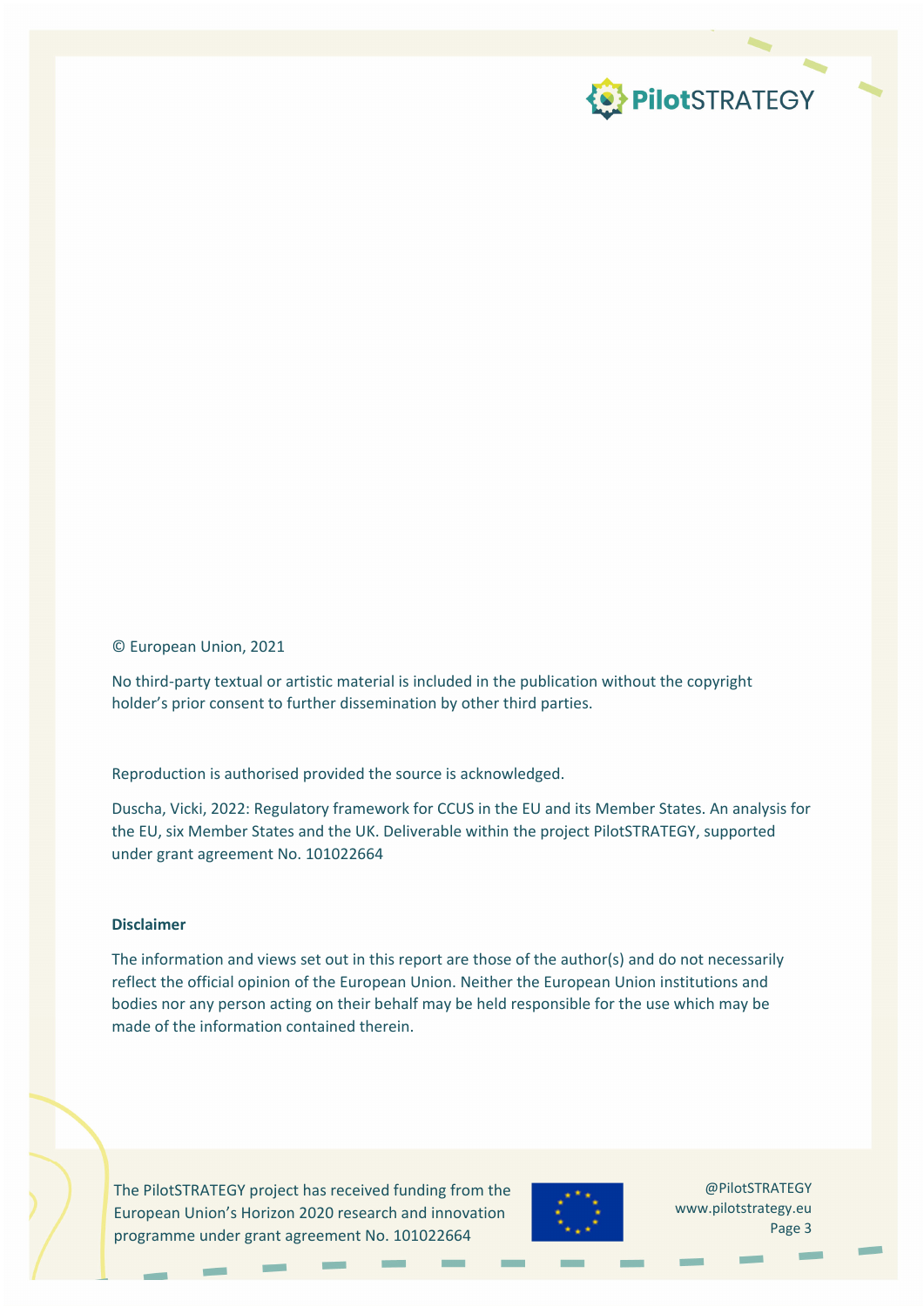© European Union, 2021

No third-party textual or artistic material is included in the publication without the copyright holder's prior consent to further dissemination by other third parties.

Reproduction is authorised provided the source is acknowledged.

Duscha, Vicki, 2022: Regulatory framework for CCUS in the EU and its Member States. An analysis for the EU, six Member States and the UK. Deliverable within the project PilotSTRATEGY, supported under grant agreement No. 101022664

**Disclaimer**

The information and views set out in this report are those of the author(s) and do not necessarily reflect the official opinion of the European Union. Neither the European Union institutions and bodies nor any person acting on their behalf may be held responsible for the use which may be made of the information contained therein.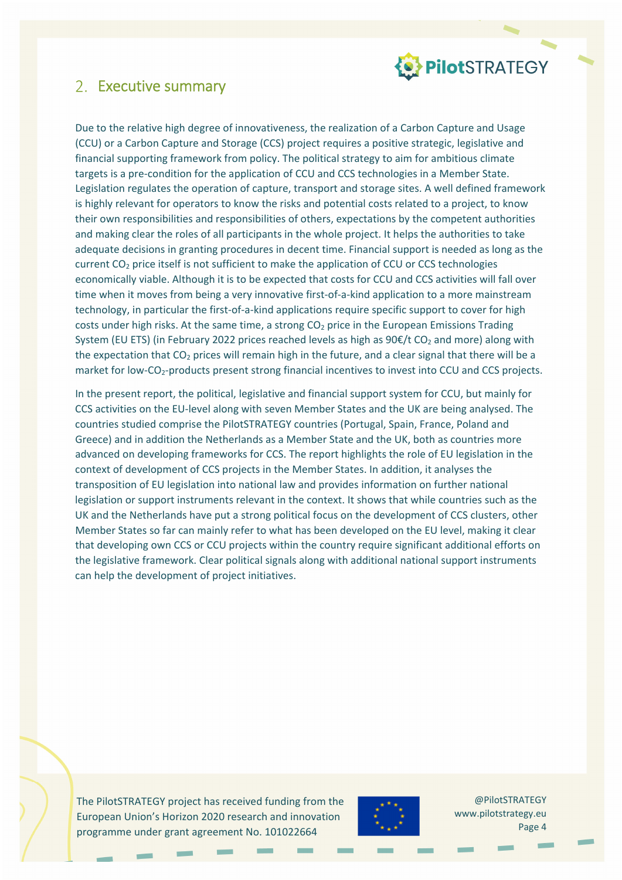## 2. Executive summary

Due to the relative high degree of innovativeness, the realization of a Carbon Capture and Usage (CCU) or a Carbon Capture and Storage (CCS) project requires a positive strategic, legislative and financial supporting framework from policy. The political strategy to aim for ambitious climate targets is a pre-condition for the application of CCU and CCS technologies in a Member State. Legislation regulates the operation of capture, transport and storage sites. A well defined framework is highly relevant for operators to know the risks and potential costs related to a project, to know their own responsibilities and responsibilities of others, expectations by the competent authorities and making clear the roles of all participants in the whole project. It helps the authorities to take adequate decisions in granting procedures in decent time. Financial support is needed as long as the current $CO_2$ price itself is not sufficient to make the application of CCU or CCS technologies economically viable. Although it is to be expected that costs for CCU and CCS activities will fall over time when it moves from being a very innovative first-of-a-kind application to a more mainstream technology, in particular the first-of-a-kind applications require specific support to cover for high costs under high risks. At the same time, a strong $CO_2$ price in the European Emissions Trading System (EU ETS) (in February 2022 prices reached levels as high as 90€/t $CO_2$ and more) along with the expectation that $CO_2$ prices will remain high in the future, and a clear signal that there will be a market for low-$CO_2$-products present strong financial incentives to invest into CCU and CCS projects.

In the present report, the political, legislative and financial support system for CCU, but mainly for CCS activities on the EU-level along with seven Member States and the UK are being analysed. The countries studied comprise the PilotSTRATEGY countries (Portugal, Spain, France, Poland and Greece) and in addition the Netherlands as a Member State and the UK, both as countries more advanced on developing frameworks for CCS. The report highlights the role of EU legislation in the context of development of CCS projects in the Member States. In addition, it analyses the transposition of EU legislation into national law and provides information on further national legislation or support instruments relevant in the context. It shows that while countries such as the UK and the Netherlands have put a strong political focus on the development of CCS clusters, other Member States so far can mainly refer to what has been developed on the EU level, making it clear that developing own CCS or CCU projects within the country require significant additional efforts on the legislative framework. Clear political signals along with additional national support instruments can help the development of project initiatives.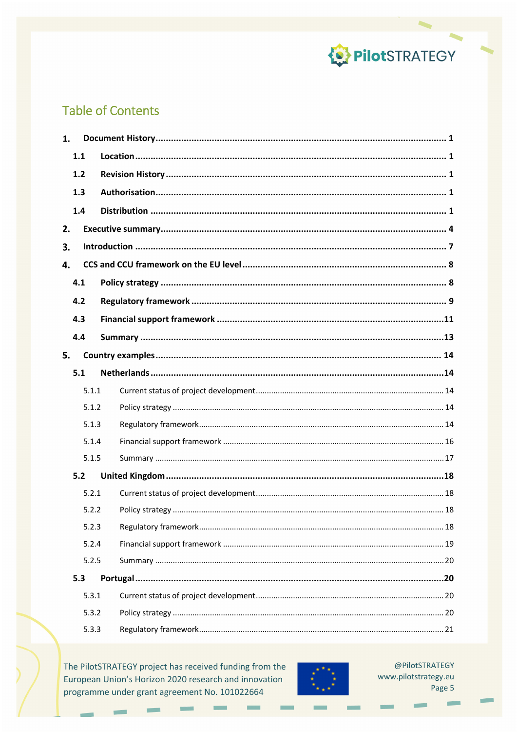# Table of Contents

1. **Document History** ..... 1
   - 1.1 **Location** ..... 1
   - 1.2 **Revision History** ..... 1
   - 1.3 **Authorisation** ..... 1
   - 1.4 **Distribution** ..... 1
2. **Executive summary** ..... 4
3. **Introduction** ..... 7
4. **CCS and CCU framework on the EU level** ..... 8
   - 4.1 **Policy strategy** ..... 8
   - 4.2 **Regulatory framework** ..... 9
   - 4.3 **Financial support framework** ..... 11
   - 4.4 **Summary** ..... 13
5. **Country examples** ..... 14
   - 5.1 **Netherlands** ..... 14
     - 5.1.1 Current status of project development ..... 14
     - 5.1.2 Policy strategy ..... 14
     - 5.1.3 Regulatory framework ..... 14
     - 5.1.4 Financial support framework ..... 16
     - 5.1.5 Summary ..... 17
   - 5.2 **United Kingdom** ..... 18
     - 5.2.1 Current status of project development ..... 18
     - 5.2.2 Policy strategy ..... 18
     - 5.2.3 Regulatory framework ..... 18
     - 5.2.4 Financial support framework ..... 19
     - 5.2.5 Summary ..... 20
   - 5.3 **Portugal** ..... 20
     - 5.3.1 Current status of project development ..... 20
     - 5.3.2 Policy strategy ..... 20
     - 5.3.3 Regulatory framework ..... 21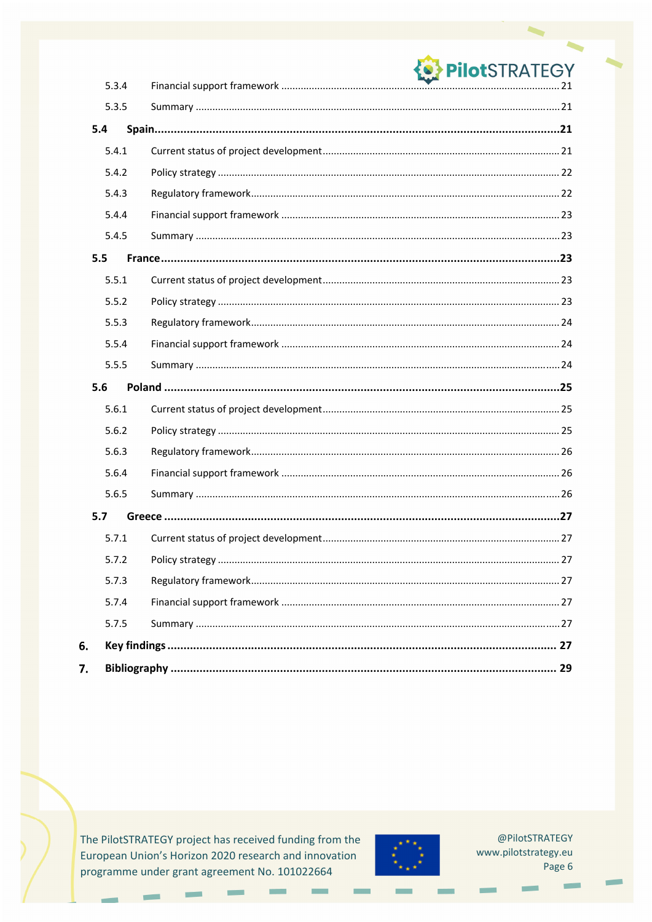5.3.4 Financial support framework ..... 21

5.3.5 Summary ..... 21

**5.4 Spain ..... 21**

5.4.1 Current status of project development ..... 21

5.4.2 Policy strategy ..... 22

5.4.3 Regulatory framework ..... 22

5.4.4 Financial support framework ..... 23

5.4.5 Summary ..... 23

**5.5 France ..... 23**

5.5.1 Current status of project development ..... 23

5.5.2 Policy strategy ..... 23

5.5.3 Regulatory framework ..... 24

5.5.4 Financial support framework ..... 24

5.5.5 Summary ..... 24

**5.6 Poland ..... 25**

5.6.1 Current status of project development ..... 25

5.6.2 Policy strategy ..... 25

5.6.3 Regulatory framework ..... 26

5.6.4 Financial support framework ..... 26

5.6.5 Summary ..... 26

**5.7 Greece ..... 27**

5.7.1 Current status of project development ..... 27

5.7.2 Policy strategy ..... 27

5.7.3 Regulatory framework ..... 27

5.7.4 Financial support framework ..... 27

5.7.5 Summary ..... 27

**6. Key findings ..... 27**

**7. Bibliography ..... 29**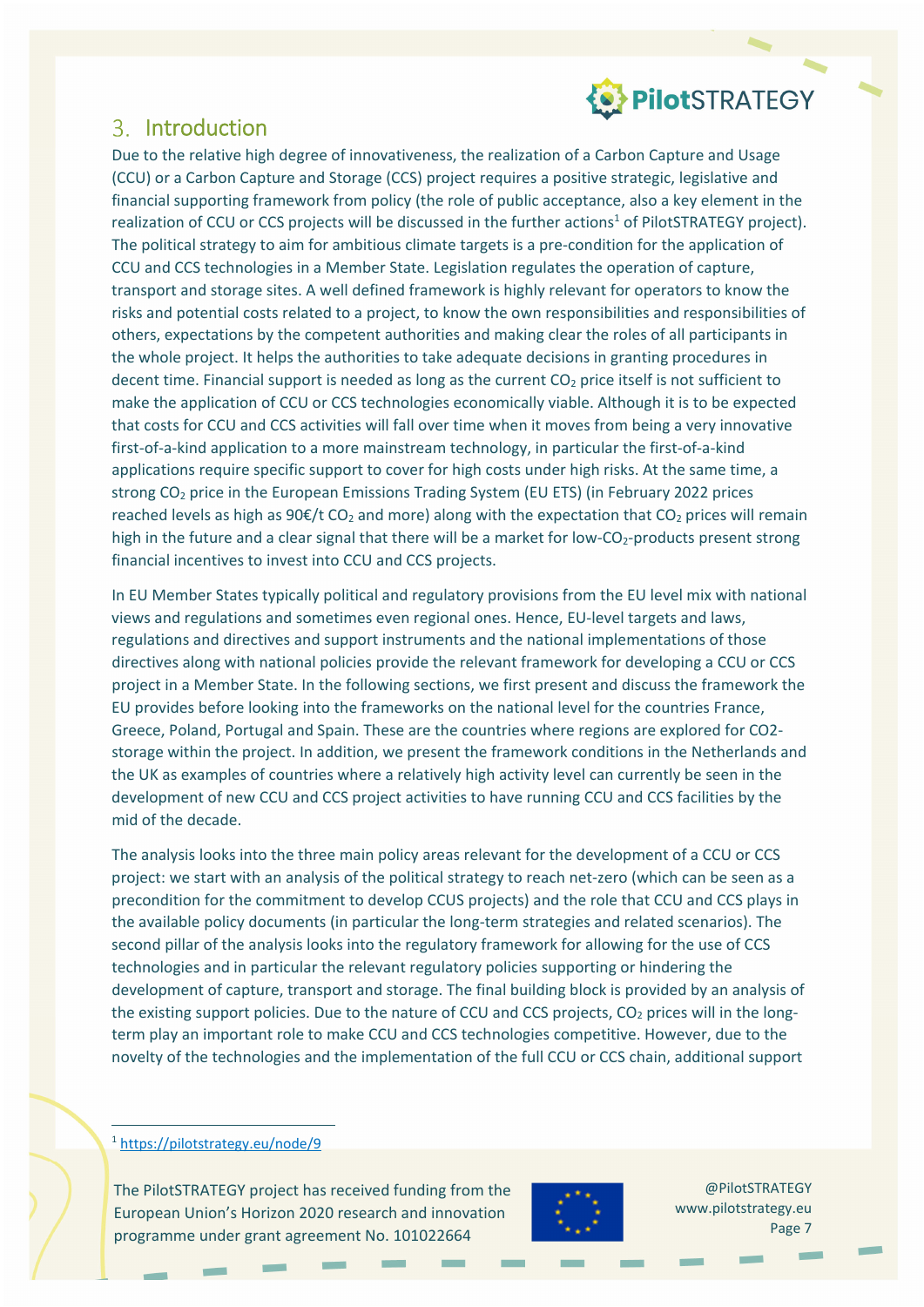# 3. Introduction

Due to the relative high degree of innovativeness, the realization of a Carbon Capture and Usage (CCU) or a Carbon Capture and Storage (CCS) project requires a positive strategic, legislative and financial supporting framework from policy (the role of public acceptance, also a key element in the realization of CCU or CCS projects will be discussed in the further actions[1] of PilotSTRATEGY project). The political strategy to aim for ambitious climate targets is a pre-condition for the application of CCU and CCS technologies in a Member State. Legislation regulates the operation of capture, transport and storage sites. A well defined framework is highly relevant for operators to know the risks and potential costs related to a project, to know the own responsibilities and responsibilities of others, expectations by the competent authorities and making clear the roles of all participants in the whole project. It helps the authorities to take adequate decisions in granting procedures in decent time. Financial support is needed as long as the current $CO_2$ price itself is not sufficient to make the application of CCU or CCS technologies economically viable. Although it is to be expected that costs for CCU and CCS activities will fall over time when it moves from being a very innovative first-of-a-kind application to a more mainstream technology, in particular the first-of-a-kind applications require specific support to cover for high costs under high risks. At the same time, a strong $CO_2$ price in the European Emissions Trading System (EU ETS) (in February 2022 prices reached levels as high as 90€/t $CO_2$ and more) along with the expectation that $CO_2$ prices will remain high in the future and a clear signal that there will be a market for low-$CO_2$-products present strong financial incentives to invest into CCU and CCS projects.

In EU Member States typically political and regulatory provisions from the EU level mix with national views and regulations and sometimes even regional ones. Hence, EU-level targets and laws, regulations and directives and support instruments and the national implementations of those directives along with national policies provide the relevant framework for developing a CCU or CCS project in a Member State. In the following sections, we first present and discuss the framework the EU provides before looking into the frameworks on the national level for the countries France, Greece, Poland, Portugal and Spain. These are the countries where regions are explored for CO2-storage within the project. In addition, we present the framework conditions in the Netherlands and the UK as examples of countries where a relatively high activity level can currently be seen in the development of new CCU and CCS project activities to have running CCU and CCS facilities by the mid of the decade.

The analysis looks into the three main policy areas relevant for the development of a CCU or CCS project: we start with an analysis of the political strategy to reach net-zero (which can be seen as a precondition for the commitment to develop CCUS projects) and the role that CCU and CCS plays in the available policy documents (in particular the long-term strategies and related scenarios). The second pillar of the analysis looks into the regulatory framework for allowing for the use of CCS technologies and in particular the relevant regulatory policies supporting or hindering the development of capture, transport and storage. The final building block is provided by an analysis of the existing support policies. Due to the nature of CCU and CCS projects, $CO_2$ prices will in the long-term play an important role to make CCU and CCS technologies competitive. However, due to the novelty of the technologies and the implementation of the full CCU or CCS chain, additional support

[1] https://pilotstrategy.eu/node/9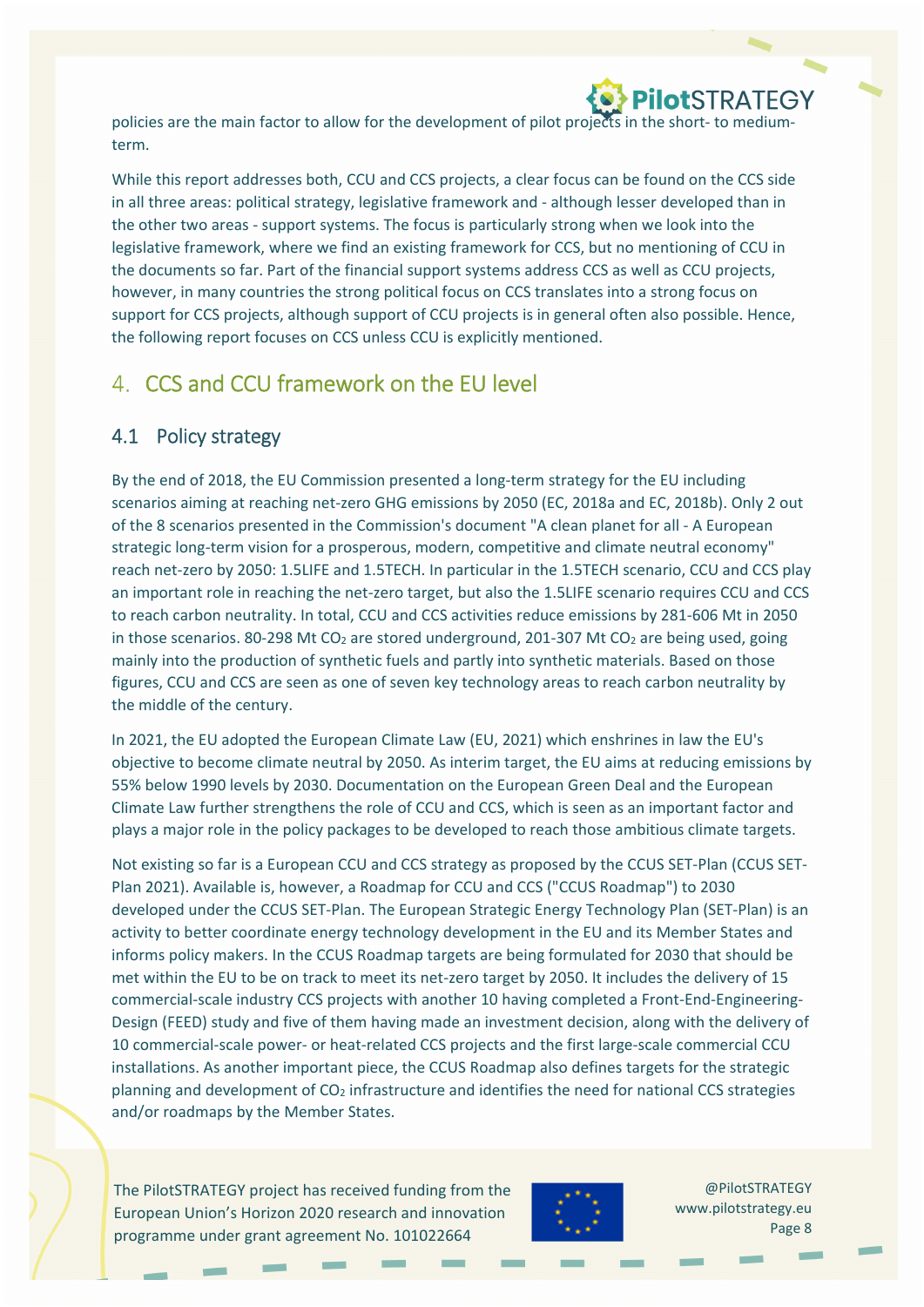policies are the main factor to allow for the development of pilot projects in the short- to medium-term.

While this report addresses both, CCU and CCS projects, a clear focus can be found on the CCS side in all three areas: political strategy, legislative framework and - although lesser developed than in the other two areas - support systems. The focus is particularly strong when we look into the legislative framework, where we find an existing framework for CCS, but no mentioning of CCU in the documents so far. Part of the financial support systems address CCS as well as CCU projects, however, in many countries the strong political focus on CCS translates into a strong focus on support for CCS projects, although support of CCU projects is in general often also possible. Hence, the following report focuses on CCS unless CCU is explicitly mentioned.

# 4. CCS and CCU framework on the EU level

## 4.1 Policy strategy

By the end of 2018, the EU Commission presented a long-term strategy for the EU including scenarios aiming at reaching net-zero GHG emissions by 2050 (EC, 2018a and EC, 2018b). Only 2 out of the 8 scenarios presented in the Commission's document "A clean planet for all - A European strategic long-term vision for a prosperous, modern, competitive and climate neutral economy" reach net-zero by 2050: 1.5LIFE and 1.5TECH. In particular in the 1.5TECH scenario, CCU and CCS play an important role in reaching the net-zero target, but also the 1.5LIFE scenario requires CCU and CCS to reach carbon neutrality. In total, CCU and CCS activities reduce emissions by 281-606 Mt in 2050 in those scenarios. 80-298 Mt $CO_2$ are stored underground, 201-307 Mt $CO_2$ are being used, going mainly into the production of synthetic fuels and partly into synthetic materials. Based on those figures, CCU and CCS are seen as one of seven key technology areas to reach carbon neutrality by the middle of the century.

In 2021, the EU adopted the European Climate Law (EU, 2021) which enshrines in law the EU's objective to become climate neutral by 2050. As interim target, the EU aims at reducing emissions by 55% below 1990 levels by 2030. Documentation on the European Green Deal and the European Climate Law further strengthens the role of CCU and CCS, which is seen as an important factor and plays a major role in the policy packages to be developed to reach those ambitious climate targets.

Not existing so far is a European CCU and CCS strategy as proposed by the CCUS SET-Plan (CCUS SET-Plan 2021). Available is, however, a Roadmap for CCU and CCS ("CCUS Roadmap") to 2030 developed under the CCUS SET-Plan. The European Strategic Energy Technology Plan (SET-Plan) is an activity to better coordinate energy technology development in the EU and its Member States and informs policy makers. In the CCUS Roadmap targets are being formulated for 2030 that should be met within the EU to be on track to meet its net-zero target by 2050. It includes the delivery of 15 commercial-scale industry CCS projects with another 10 having completed a Front-End-Engineering-Design (FEED) study and five of them having made an investment decision, along with the delivery of 10 commercial-scale power- or heat-related CCS projects and the first large-scale commercial CCU installations. As another important piece, the CCUS Roadmap also defines targets for the strategic planning and development of $CO_2$ infrastructure and identifies the need for national CCS strategies and/or roadmaps by the Member States.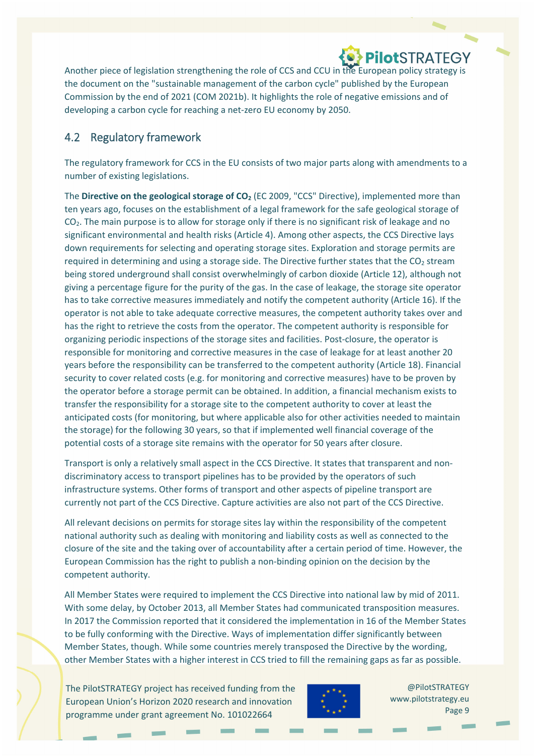Another piece of legislation strengthening the role of CCS and CCU in the European policy strategy is the document on the "sustainable management of the carbon cycle" published by the European Commission by the end of 2021 (COM 2021b). It highlights the role of negative emissions and of developing a carbon cycle for reaching a net-zero EU economy by 2050.

## 4.2 Regulatory framework

The regulatory framework for CCS in the EU consists of two major parts along with amendments to a number of existing legislations.

The **Directive on the geological storage of $CO_2$** (EC 2009, "CCS" Directive), implemented more than ten years ago, focuses on the establishment of a legal framework for the safe geological storage of $CO_2$. The main purpose is to allow for storage only if there is no significant risk of leakage and no significant environmental and health risks (Article 4). Among other aspects, the CCS Directive lays down requirements for selecting and operating storage sites. Exploration and storage permits are required in determining and using a storage side. The Directive further states that the $CO_2$ stream being stored underground shall consist overwhelmingly of carbon dioxide (Article 12), although not giving a percentage figure for the purity of the gas. In the case of leakage, the storage site operator has to take corrective measures immediately and notify the competent authority (Article 16). If the operator is not able to take adequate corrective measures, the competent authority takes over and has the right to retrieve the costs from the operator. The competent authority is responsible for organizing periodic inspections of the storage sites and facilities. Post-closure, the operator is responsible for monitoring and corrective measures in the case of leakage for at least another 20 years before the responsibility can be transferred to the competent authority (Article 18). Financial security to cover related costs (e.g. for monitoring and corrective measures) have to be proven by the operator before a storage permit can be obtained. In addition, a financial mechanism exists to transfer the responsibility for a storage site to the competent authority to cover at least the anticipated costs (for monitoring, but where applicable also for other activities needed to maintain the storage) for the following 30 years, so that if implemented well financial coverage of the potential costs of a storage site remains with the operator for 50 years after closure.

Transport is only a relatively small aspect in the CCS Directive. It states that transparent and non-discriminatory access to transport pipelines has to be provided by the operators of such infrastructure systems. Other forms of transport and other aspects of pipeline transport are currently not part of the CCS Directive. Capture activities are also not part of the CCS Directive.

All relevant decisions on permits for storage sites lay within the responsibility of the competent national authority such as dealing with monitoring and liability costs as well as connected to the closure of the site and the taking over of accountability after a certain period of time. However, the European Commission has the right to publish a non-binding opinion on the decision by the competent authority.

All Member States were required to implement the CCS Directive into national law by mid of 2011. With some delay, by October 2013, all Member States had communicated transposition measures. In 2017 the Commission reported that it considered the implementation in 16 of the Member States to be fully conforming with the Directive. Ways of implementation differ significantly between Member States, though. While some countries merely transposed the Directive by the wording, other Member States with a higher interest in CCS tried to fill the remaining gaps as far as possible.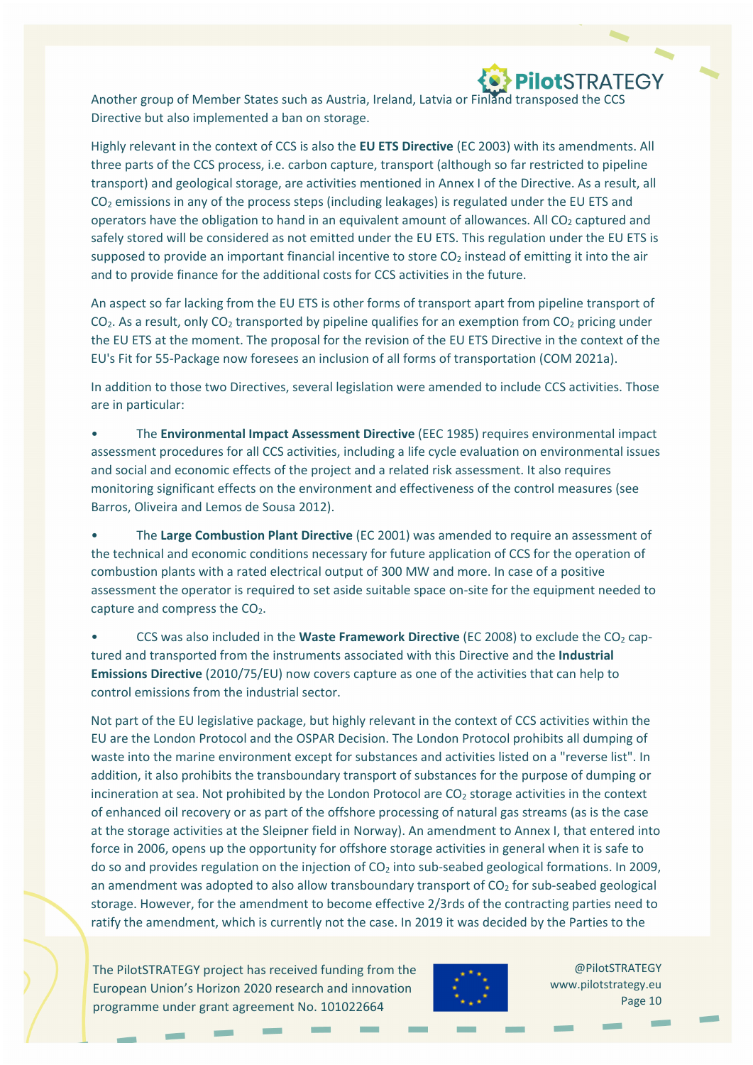Another group of Member States such as Austria, Ireland, Latvia or Finland transposed the CCS Directive but also implemented a ban on storage.

Highly relevant in the context of CCS is also the **EU ETS Directive** (EC 2003) with its amendments. All three parts of the CCS process, i.e. carbon capture, transport (although so far restricted to pipeline transport) and geological storage, are activities mentioned in Annex I of the Directive. As a result, all $CO_2$ emissions in any of the process steps (including leakages) is regulated under the EU ETS and operators have the obligation to hand in an equivalent amount of allowances. All $CO_2$ captured and safely stored will be considered as not emitted under the EU ETS. This regulation under the EU ETS is supposed to provide an important financial incentive to store $CO_2$ instead of emitting it into the air and to provide finance for the additional costs for CCS activities in the future.

An aspect so far lacking from the EU ETS is other forms of transport apart from pipeline transport of $CO_2$. As a result, only $CO_2$ transported by pipeline qualifies for an exemption from $CO_2$ pricing under the EU ETS at the moment. The proposal for the revision of the EU ETS Directive in the context of the EU's Fit for 55-Package now foresees an inclusion of all forms of transportation (COM 2021a).

In addition to those two Directives, several legislation were amended to include CCS activities. Those are in particular:

- The **Environmental Impact Assessment Directive** (EEC 1985) requires environmental impact assessment procedures for all CCS activities, including a life cycle evaluation on environmental issues and social and economic effects of the project and a related risk assessment. It also requires monitoring significant effects on the environment and effectiveness of the control measures (see Barros, Oliveira and Lemos de Sousa 2012).
- The **Large Combustion Plant Directive** (EC 2001) was amended to require an assessment of the technical and economic conditions necessary for future application of CCS for the operation of combustion plants with a rated electrical output of 300 MW and more. In case of a positive assessment the operator is required to set aside suitable space on-site for the equipment needed to capture and compress the $CO_2$.
- CCS was also included in the **Waste Framework Directive** (EC 2008) to exclude the $CO_2$ captured and transported from the instruments associated with this Directive and the **Industrial Emissions Directive** (2010/75/EU) now covers capture as one of the activities that can help to control emissions from the industrial sector.

Not part of the EU legislative package, but highly relevant in the context of CCS activities within the EU are the London Protocol and the OSPAR Decision. The London Protocol prohibits all dumping of waste into the marine environment except for substances and activities listed on a "reverse list". In addition, it also prohibits the transboundary transport of substances for the purpose of dumping or incineration at sea. Not prohibited by the London Protocol are $CO_2$ storage activities in the context of enhanced oil recovery or as part of the offshore processing of natural gas streams (as is the case at the storage activities at the Sleipner field in Norway). An amendment to Annex I, that entered into force in 2006, opens up the opportunity for offshore storage activities in general when it is safe to do so and provides regulation on the injection of $CO_2$ into sub-seabed geological formations. In 2009, an amendment was adopted to also allow transboundary transport of $CO_2$ for sub-seabed geological storage. However, for the amendment to become effective 2/3rds of the contracting parties need to ratify the amendment, which is currently not the case. In 2019 it was decided by the Parties to the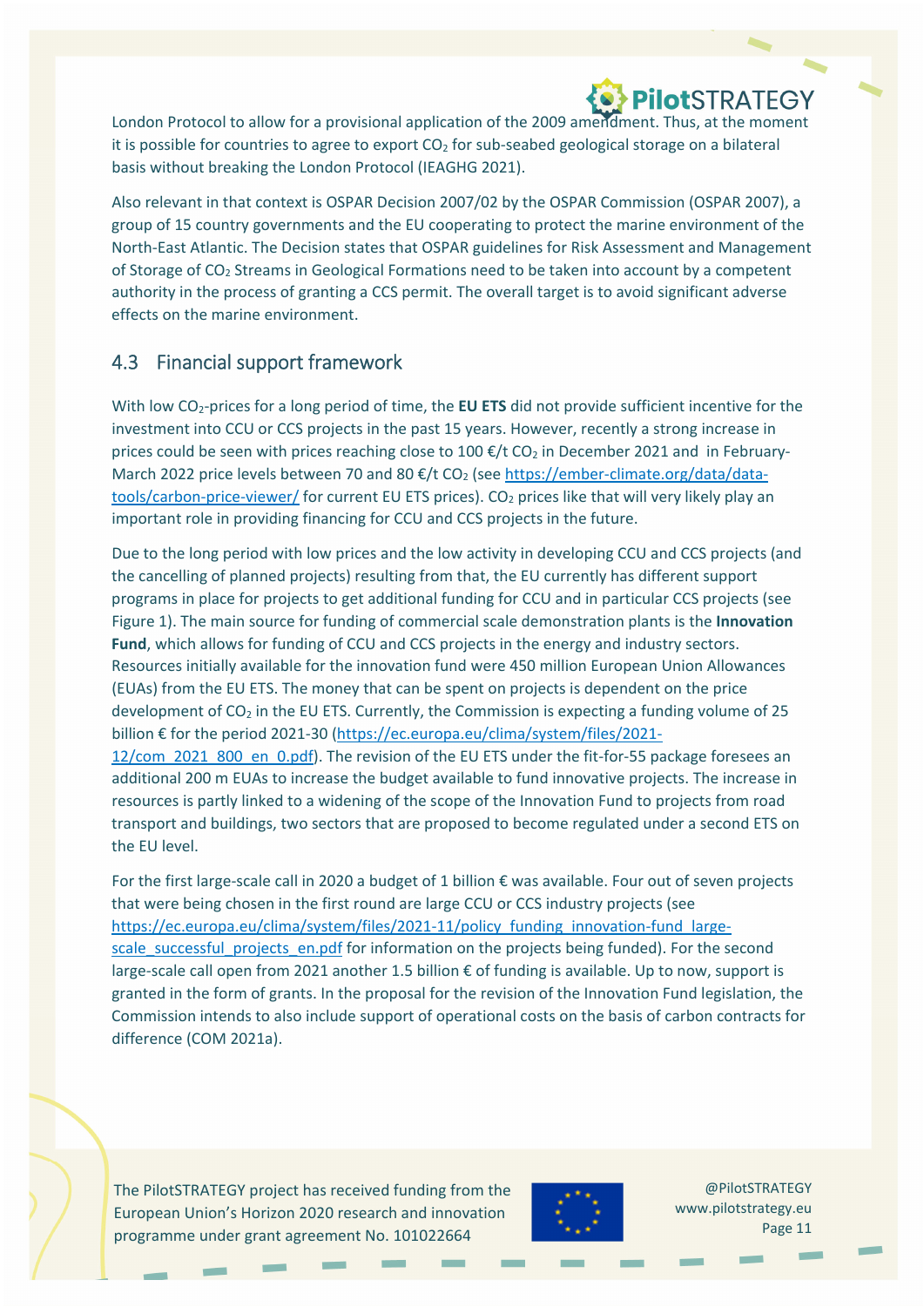London Protocol to allow for a provisional application of the 2009 amendment. Thus, at the moment it is possible for countries to agree to export $CO_2$ for sub-seabed geological storage on a bilateral basis without breaking the London Protocol (IEAGHG 2021).

Also relevant in that context is OSPAR Decision 2007/02 by the OSPAR Commission (OSPAR 2007), a group of 15 country governments and the EU cooperating to protect the marine environment of the North-East Atlantic. The Decision states that OSPAR guidelines for Risk Assessment and Management of Storage of $CO_2$ Streams in Geological Formations need to be taken into account by a competent authority in the process of granting a CCS permit. The overall target is to avoid significant adverse effects on the marine environment.

## 4.3 Financial support framework

With low $CO_2$-prices for a long period of time, the **EU ETS** did not provide sufficient incentive for the investment into CCU or CCS projects in the past 15 years. However, recently a strong increase in prices could be seen with prices reaching close to 100 €/t $CO_2$ in December 2021 and in February-March 2022 price levels between 70 and 80 €/t $CO_2$ (see https://ember-climate.org/data/data-tools/carbon-price-viewer/ for current EU ETS prices). $CO_2$ prices like that will very likely play an important role in providing financing for CCU and CCS projects in the future.

Due to the long period with low prices and the low activity in developing CCU and CCS projects (and the cancelling of planned projects) resulting from that, the EU currently has different support programs in place for projects to get additional funding for CCU and in particular CCS projects (see Figure 1). The main source for funding of commercial scale demonstration plants is the **Innovation Fund**, which allows for funding of CCU and CCS projects in the energy and industry sectors. Resources initially available for the innovation fund were 450 million European Union Allowances (EUAs) from the EU ETS. The money that can be spent on projects is dependent on the price development of $CO_2$ in the EU ETS. Currently, the Commission is expecting a funding volume of 25 billion € for the period 2021-30 (https://ec.europa.eu/clima/system/files/2021-12/com_2021_800_en_0.pdf). The revision of the EU ETS under the fit-for-55 package foresees an additional 200 m EUAs to increase the budget available to fund innovative projects. The increase in resources is partly linked to a widening of the scope of the Innovation Fund to projects from road transport and buildings, two sectors that are proposed to become regulated under a second ETS on the EU level.

For the first large-scale call in 2020 a budget of 1 billion € was available. Four out of seven projects that were being chosen in the first round are large CCU or CCS industry projects (see https://ec.europa.eu/clima/system/files/2021-11/policy_funding_innovation-fund_large-scale_successful_projects_en.pdf for information on the projects being funded). For the second large-scale call open from 2021 another 1.5 billion € of funding is available. Up to now, support is granted in the form of grants. In the proposal for the revision of the Innovation Fund legislation, the Commission intends to also include support of operational costs on the basis of carbon contracts for difference (COM 2021a).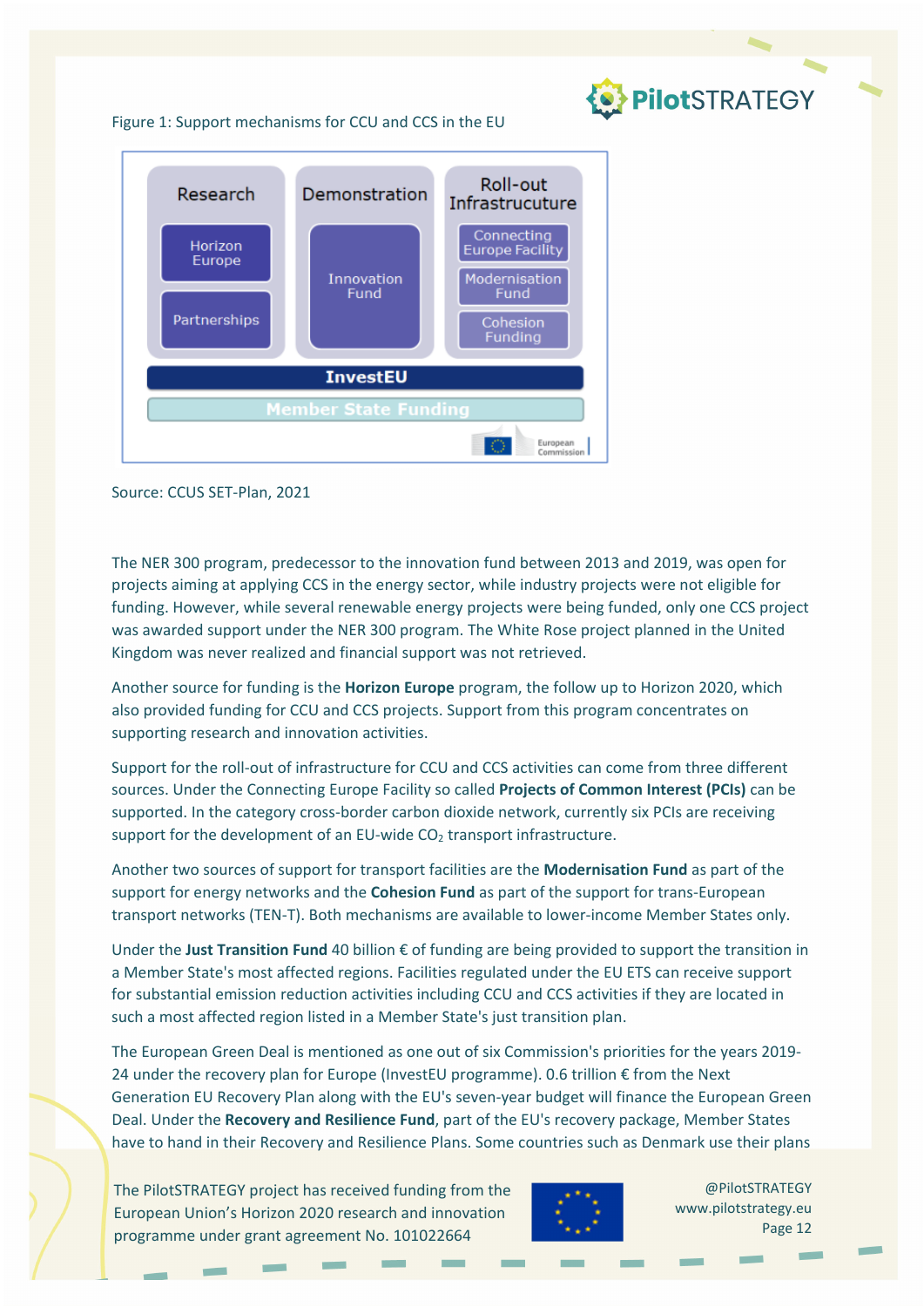Figure 1: Support mechanisms for CCU and CCS in the EU

| Research | Demonstration | Roll-out Infrastrucuture |
|---|---|---|
| Horizon Europe | Innovation Fund | Connecting Europe Facility |
| Partnerships | | Modernisation Fund |
| | | Cohesion Funding |
| InvestEU | | |
| Member State Funding | | |

Source: CCUS SET-Plan, 2021

The NER 300 program, predecessor to the innovation fund between 2013 and 2019, was open for projects aiming at applying CCS in the energy sector, while industry projects were not eligible for funding. However, while several renewable energy projects were being funded, only one CCS project was awarded support under the NER 300 program. The White Rose project planned in the United Kingdom was never realized and financial support was not retrieved.

Another source for funding is the **Horizon Europe** program, the follow up to Horizon 2020, which also provided funding for CCU and CCS projects. Support from this program concentrates on supporting research and innovation activities.

Support for the roll-out of infrastructure for CCU and CCS activities can come from three different sources. Under the Connecting Europe Facility so called **Projects of Common Interest (PCIs)** can be supported. In the category cross-border carbon dioxide network, currently six PCIs are receiving support for the development of an EU-wide $CO_2$ transport infrastructure.

Another two sources of support for transport facilities are the **Modernisation Fund** as part of the support for energy networks and the **Cohesion Fund** as part of the support for trans-European transport networks (TEN-T). Both mechanisms are available to lower-income Member States only.

Under the **Just Transition Fund** 40 billion € of funding are being provided to support the transition in a Member State's most affected regions. Facilities regulated under the EU ETS can receive support for substantial emission reduction activities including CCU and CCS activities if they are located in such a most affected region listed in a Member State's just transition plan.

The European Green Deal is mentioned as one out of six Commission's priorities for the years 2019-24 under the recovery plan for Europe (InvestEU programme). 0.6 trillion € from the Next Generation EU Recovery Plan along with the EU's seven-year budget will finance the European Green Deal. Under the **Recovery and Resilience Fund**, part of the EU's recovery package, Member States have to hand in their Recovery and Resilience Plans. Some countries such as Denmark use their plans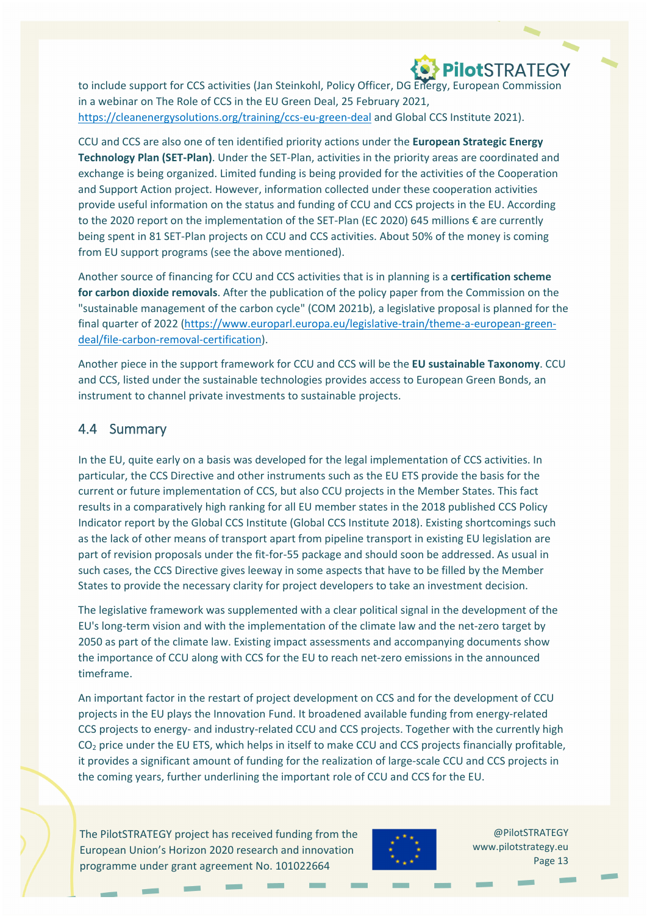to include support for CCS activities (Jan Steinkohl, Policy Officer, DG Energy, European Commission in a webinar on The Role of CCS in the EU Green Deal, 25 February 2021, https://cleanenergysolutions.org/training/ccs-eu-green-deal and Global CCS Institute 2021).

CCU and CCS are also one of ten identified priority actions under the **European Strategic Energy Technology Plan (SET-Plan)**. Under the SET-Plan, activities in the priority areas are coordinated and exchange is being organized. Limited funding is being provided for the activities of the Cooperation and Support Action project. However, information collected under these cooperation activities provide useful information on the status and funding of CCU and CCS projects in the EU. According to the 2020 report on the implementation of the SET-Plan (EC 2020) 645 millions € are currently being spent in 81 SET-Plan projects on CCU and CCS activities. About 50% of the money is coming from EU support programs (see the above mentioned).

Another source of financing for CCU and CCS activities that is in planning is a **certification scheme for carbon dioxide removals**. After the publication of the policy paper from the Commission on the "sustainable management of the carbon cycle" (COM 2021b), a legislative proposal is planned for the final quarter of 2022 (https://www.europarl.europa.eu/legislative-train/theme-a-european-green-deal/file-carbon-removal-certification).

Another piece in the support framework for CCU and CCS will be the **EU sustainable Taxonomy**. CCU and CCS, listed under the sustainable technologies provides access to European Green Bonds, an instrument to channel private investments to sustainable projects.

## 4.4 Summary

In the EU, quite early on a basis was developed for the legal implementation of CCS activities. In particular, the CCS Directive and other instruments such as the EU ETS provide the basis for the current or future implementation of CCS, but also CCU projects in the Member States. This fact results in a comparatively high ranking for all EU member states in the 2018 published CCS Policy Indicator report by the Global CCS Institute (Global CCS Institute 2018). Existing shortcomings such as the lack of other means of transport apart from pipeline transport in existing EU legislation are part of revision proposals under the fit-for-55 package and should soon be addressed. As usual in such cases, the CCS Directive gives leeway in some aspects that have to be filled by the Member States to provide the necessary clarity for project developers to take an investment decision.

The legislative framework was supplemented with a clear political signal in the development of the EU's long-term vision and with the implementation of the climate law and the net-zero target by 2050 as part of the climate law. Existing impact assessments and accompanying documents show the importance of CCU along with CCS for the EU to reach net-zero emissions in the announced timeframe.

An important factor in the restart of project development on CCS and for the development of CCU projects in the EU plays the Innovation Fund. It broadened available funding from energy-related CCS projects to energy- and industry-related CCU and CCS projects. Together with the currently high $CO_2$ price under the EU ETS, which helps in itself to make CCU and CCS projects financially profitable, it provides a significant amount of funding for the realization of large-scale CCU and CCS projects in the coming years, further underlining the important role of CCU and CCS for the EU.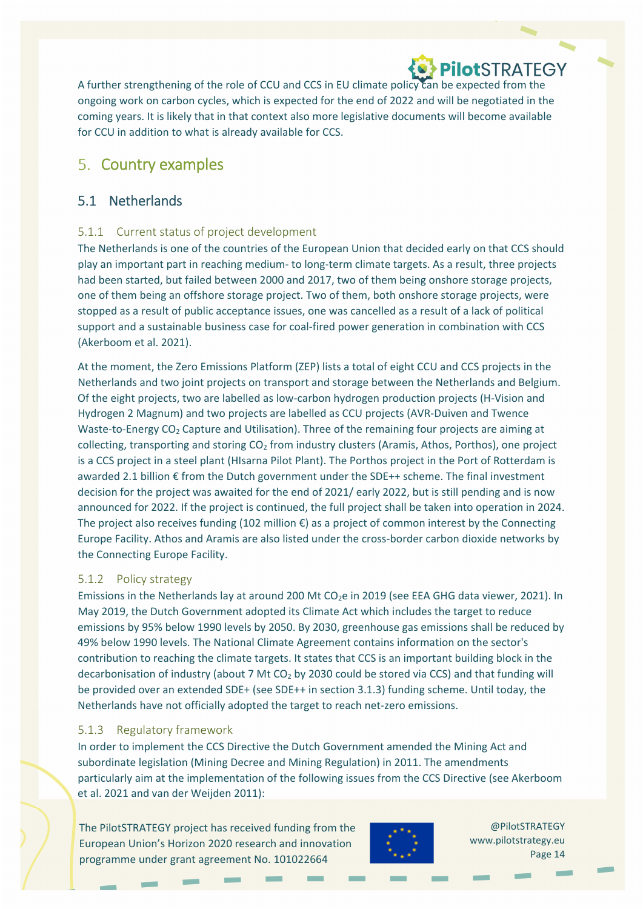A further strengthening of the role of CCU and CCS in EU climate policy can be expected from the ongoing work on carbon cycles, which is expected for the end of 2022 and will be negotiated in the coming years. It is likely that in that context also more legislative documents will become available for CCU in addition to what is already available for CCS.

# 5. Country examples

## 5.1 Netherlands

### 5.1.1 Current status of project development

The Netherlands is one of the countries of the European Union that decided early on that CCS should play an important part in reaching medium- to long-term climate targets. As a result, three projects had been started, but failed between 2000 and 2017, two of them being onshore storage projects, one of them being an offshore storage project. Two of them, both onshore storage projects, were stopped as a result of public acceptance issues, one was cancelled as a result of a lack of political support and a sustainable business case for coal-fired power generation in combination with CCS (Akerboom et al. 2021).

At the moment, the Zero Emissions Platform (ZEP) lists a total of eight CCU and CCS projects in the Netherlands and two joint projects on transport and storage between the Netherlands and Belgium. Of the eight projects, two are labelled as low-carbon hydrogen production projects (H-Vision and Hydrogen 2 Magnum) and two projects are labelled as CCU projects (AVR-Duiven and Twence Waste-to-Energy $CO_2$ Capture and Utilisation). Three of the remaining four projects are aiming at collecting, transporting and storing $CO_2$ from industry clusters (Aramis, Athos, Porthos), one project is a CCS project in a steel plant (HIsarna Pilot Plant). The Porthos project in the Port of Rotterdam is awarded 2.1 billion € from the Dutch government under the SDE++ scheme. The final investment decision for the project was awaited for the end of 2021/ early 2022, but is still pending and is now announced for 2022. If the project is continued, the full project shall be taken into operation in 2024. The project also receives funding (102 million €) as a project of common interest by the Connecting Europe Facility. Athos and Aramis are also listed under the cross-border carbon dioxide networks by the Connecting Europe Facility.

### 5.1.2 Policy strategy

Emissions in the Netherlands lay at around 200 Mt $CO_2e$ in 2019 (see EEA GHG data viewer, 2021). In May 2019, the Dutch Government adopted its Climate Act which includes the target to reduce emissions by 95% below 1990 levels by 2050. By 2030, greenhouse gas emissions shall be reduced by 49% below 1990 levels. The National Climate Agreement contains information on the sector's contribution to reaching the climate targets. It states that CCS is an important building block in the decarbonisation of industry (about 7 Mt $CO_2$ by 2030 could be stored via CCS) and that funding will be provided over an extended SDE+ (see SDE++ in section 3.1.3) funding scheme. Until today, the Netherlands have not officially adopted the target to reach net-zero emissions.

### 5.1.3 Regulatory framework

In order to implement the CCS Directive the Dutch Government amended the Mining Act and subordinate legislation (Mining Decree and Mining Regulation) in 2011. The amendments particularly aim at the implementation of the following issues from the CCS Directive (see Akerboom et al. 2021 and van der Weijden 2011):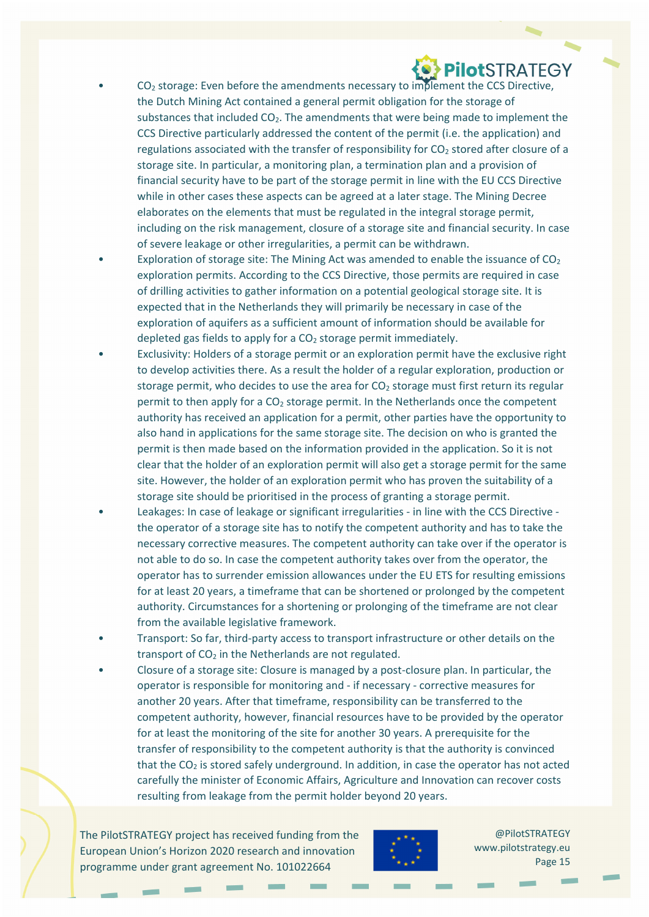- $CO_2$ storage: Even before the amendments necessary to implement the CCS Directive, the Dutch Mining Act contained a general permit obligation for the storage of substances that included $CO_2$. The amendments that were being made to implement the CCS Directive particularly addressed the content of the permit (i.e. the application) and regulations associated with the transfer of responsibility for $CO_2$ stored after closure of a storage site. In particular, a monitoring plan, a termination plan and a provision of financial security have to be part of the storage permit in line with the EU CCS Directive while in other cases these aspects can be agreed at a later stage. The Mining Decree elaborates on the elements that must be regulated in the integral storage permit, including on the risk management, closure of a storage site and financial security. In case of severe leakage or other irregularities, a permit can be withdrawn.
- Exploration of storage site: The Mining Act was amended to enable the issuance of $CO_2$ exploration permits. According to the CCS Directive, those permits are required in case of drilling activities to gather information on a potential geological storage site. It is expected that in the Netherlands they will primarily be necessary in case of the exploration of aquifers as a sufficient amount of information should be available for depleted gas fields to apply for a $CO_2$ storage permit immediately.
- Exclusivity: Holders of a storage permit or an exploration permit have the exclusive right to develop activities there. As a result the holder of a regular exploration, production or storage permit, who decides to use the area for $CO_2$ storage must first return its regular permit to then apply for a $CO_2$ storage permit. In the Netherlands once the competent authority has received an application for a permit, other parties have the opportunity to also hand in applications for the same storage site. The decision on who is granted the permit is then made based on the information provided in the application. So it is not clear that the holder of an exploration permit will also get a storage permit for the same site. However, the holder of an exploration permit who has proven the suitability of a storage site should be prioritised in the process of granting a storage permit.
- Leakages: In case of leakage or significant irregularities - in line with the CCS Directive - the operator of a storage site has to notify the competent authority and has to take the necessary corrective measures. The competent authority can take over if the operator is not able to do so. In case the competent authority takes over from the operator, the operator has to surrender emission allowances under the EU ETS for resulting emissions for at least 20 years, a timeframe that can be shortened or prolonged by the competent authority. Circumstances for a shortening or prolonging of the timeframe are not clear from the available legislative framework.
- Transport: So far, third-party access to transport infrastructure or other details on the transport of $CO_2$ in the Netherlands are not regulated.
- Closure of a storage site: Closure is managed by a post-closure plan. In particular, the operator is responsible for monitoring and - if necessary - corrective measures for another 20 years. After that timeframe, responsibility can be transferred to the competent authority, however, financial resources have to be provided by the operator for at least the monitoring of the site for another 30 years. A prerequisite for the transfer of responsibility to the competent authority is that the authority is convinced that the $CO_2$ is stored safely underground. In addition, in case the operator has not acted carefully the minister of Economic Affairs, Agriculture and Innovation can recover costs resulting from leakage from the permit holder beyond 20 years.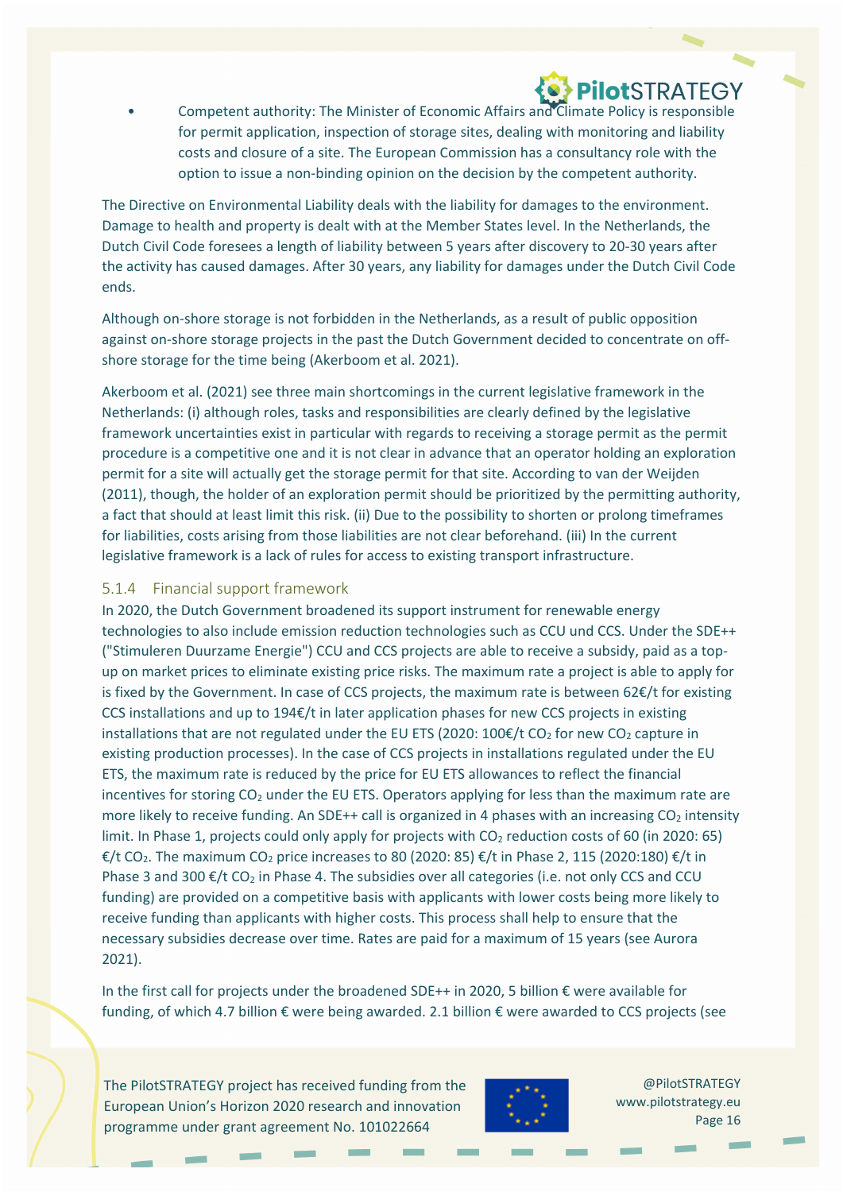- Competent authority: The Minister of Economic Affairs and Climate Policy is responsible for permit application, inspection of storage sites, dealing with monitoring and liability costs and closure of a site. The European Commission has a consultancy role with the option to issue a non-binding opinion on the decision by the competent authority.

The Directive on Environmental Liability deals with the liability for damages to the environment. Damage to health and property is dealt with at the Member States level. In the Netherlands, the Dutch Civil Code foresees a length of liability between 5 years after discovery to 20-30 years after the activity has caused damages. After 30 years, any liability for damages under the Dutch Civil Code ends.

Although on-shore storage is not forbidden in the Netherlands, as a result of public opposition against on-shore storage projects in the past the Dutch Government decided to concentrate on off-shore storage for the time being (Akerboom et al. 2021).

Akerboom et al. (2021) see three main shortcomings in the current legislative framework in the Netherlands: (i) although roles, tasks and responsibilities are clearly defined by the legislative framework uncertainties exist in particular with regards to receiving a storage permit as the permit procedure is a competitive one and it is not clear in advance that an operator holding an exploration permit for a site will actually get the storage permit for that site. According to van der Weijden (2011), though, the holder of an exploration permit should be prioritized by the permitting authority, a fact that should at least limit this risk. (ii) Due to the possibility to shorten or prolong timeframes for liabilities, costs arising from those liabilities are not clear beforehand. (iii) In the current legislative framework is a lack of rules for access to existing transport infrastructure.

### 5.1.4 Financial support framework

In 2020, the Dutch Government broadened its support instrument for renewable energy technologies to also include emission reduction technologies such as CCU und CCS. Under the SDE++ ("Stimuleren Duurzame Energie") CCU and CCS projects are able to receive a subsidy, paid as a top-up on market prices to eliminate existing price risks. The maximum rate a project is able to apply for is fixed by the Government. In case of CCS projects, the maximum rate is between 62€/t for existing CCS installations and up to 194€/t in later application phases for new CCS projects in existing installations that are not regulated under the EU ETS (2020: 100€/t $CO_2$ for new $CO_2$ capture in existing production processes). In the case of CCS projects in installations regulated under the EU ETS, the maximum rate is reduced by the price for EU ETS allowances to reflect the financial incentives for storing $CO_2$ under the EU ETS. Operators applying for less than the maximum rate are more likely to receive funding. An SDE++ call is organized in 4 phases with an increasing $CO_2$ intensity limit. In Phase 1, projects could only apply for projects with $CO_2$ reduction costs of 60 (in 2020: 65) €/t $CO_2$. The maximum $CO_2$ price increases to 80 (2020: 85) €/t in Phase 2, 115 (2020:180) €/t in Phase 3 and 300 €/t $CO_2$ in Phase 4. The subsidies over all categories (i.e. not only CCS and CCU funding) are provided on a competitive basis with applicants with lower costs being more likely to receive funding than applicants with higher costs. This process shall help to ensure that the necessary subsidies decrease over time. Rates are paid for a maximum of 15 years (see Aurora 2021).

In the first call for projects under the broadened SDE++ in 2020, 5 billion € were available for funding, of which 4.7 billion € were being awarded. 2.1 billion € were awarded to CCS projects (see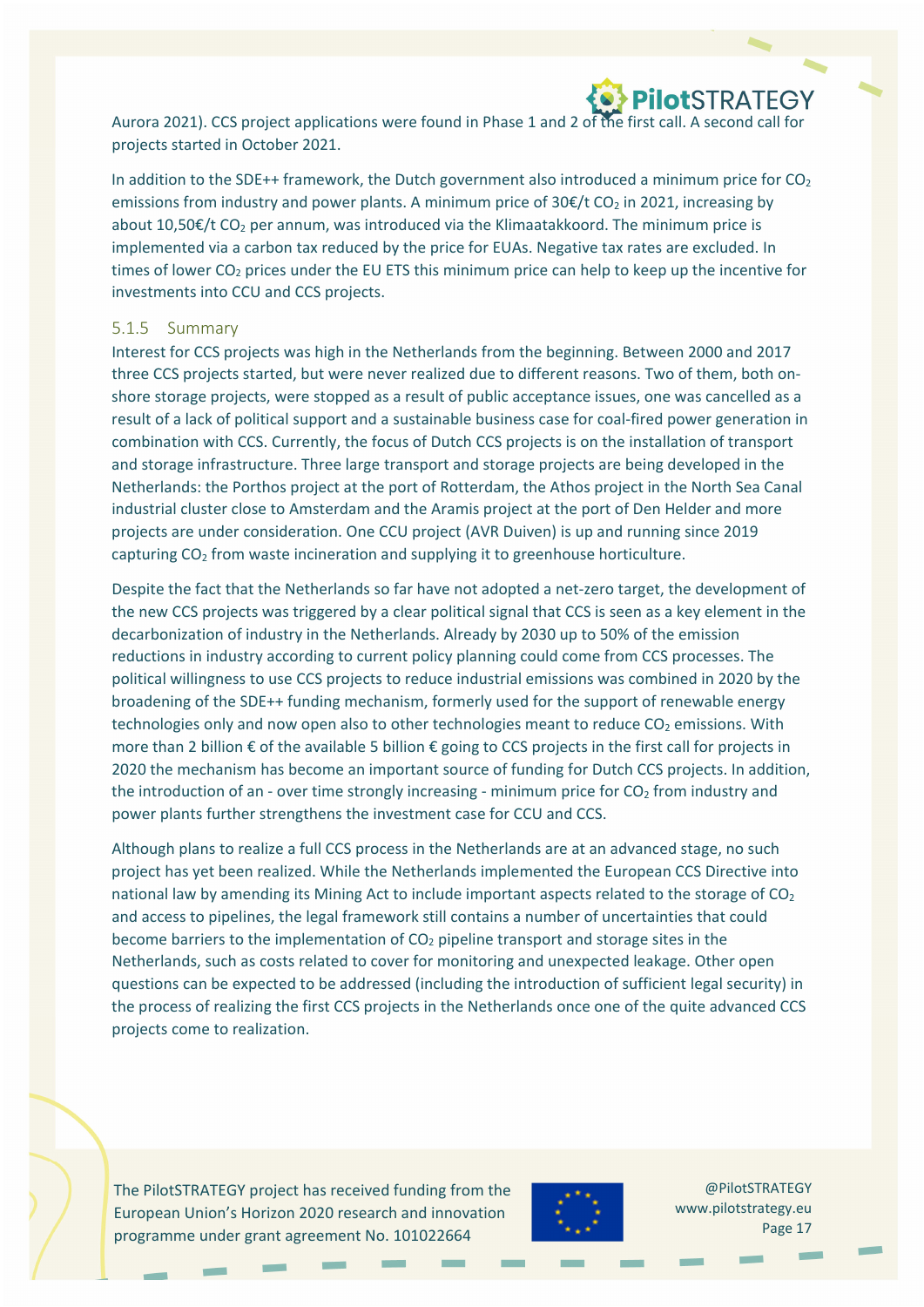Aurora 2021). CCS project applications were found in Phase 1 and 2 of the first call. A second call for projects started in October 2021.

In addition to the SDE++ framework, the Dutch government also introduced a minimum price for $CO_2$ emissions from industry and power plants. A minimum price of 30€/t $CO_2$ in 2021, increasing by about 10,50€/t $CO_2$ per annum, was introduced via the Klimaatakkoord. The minimum price is implemented via a carbon tax reduced by the price for EUAs. Negative tax rates are excluded. In times of lower $CO_2$ prices under the EU ETS this minimum price can help to keep up the incentive for investments into CCU and CCS projects.

### 5.1.5 Summary

Interest for CCS projects was high in the Netherlands from the beginning. Between 2000 and 2017 three CCS projects started, but were never realized due to different reasons. Two of them, both on-shore storage projects, were stopped as a result of public acceptance issues, one was cancelled as a result of a lack of political support and a sustainable business case for coal-fired power generation in combination with CCS. Currently, the focus of Dutch CCS projects is on the installation of transport and storage infrastructure. Three large transport and storage projects are being developed in the Netherlands: the Porthos project at the port of Rotterdam, the Athos project in the North Sea Canal industrial cluster close to Amsterdam and the Aramis project at the port of Den Helder and more projects are under consideration. One CCU project (AVR Duiven) is up and running since 2019 capturing $CO_2$ from waste incineration and supplying it to greenhouse horticulture.

Despite the fact that the Netherlands so far have not adopted a net-zero target, the development of the new CCS projects was triggered by a clear political signal that CCS is seen as a key element in the decarbonization of industry in the Netherlands. Already by 2030 up to 50% of the emission reductions in industry according to current policy planning could come from CCS processes. The political willingness to use CCS projects to reduce industrial emissions was combined in 2020 by the broadening of the SDE++ funding mechanism, formerly used for the support of renewable energy technologies only and now open also to other technologies meant to reduce $CO_2$ emissions. With more than 2 billion € of the available 5 billion € going to CCS projects in the first call for projects in 2020 the mechanism has become an important source of funding for Dutch CCS projects. In addition, the introduction of an - over time strongly increasing - minimum price for $CO_2$ from industry and power plants further strengthens the investment case for CCU and CCS.

Although plans to realize a full CCS process in the Netherlands are at an advanced stage, no such project has yet been realized. While the Netherlands implemented the European CCS Directive into national law by amending its Mining Act to include important aspects related to the storage of $CO_2$ and access to pipelines, the legal framework still contains a number of uncertainties that could become barriers to the implementation of $CO_2$ pipeline transport and storage sites in the Netherlands, such as costs related to cover for monitoring and unexpected leakage. Other open questions can be expected to be addressed (including the introduction of sufficient legal security) in the process of realizing the first CCS projects in the Netherlands once one of the quite advanced CCS projects come to realization.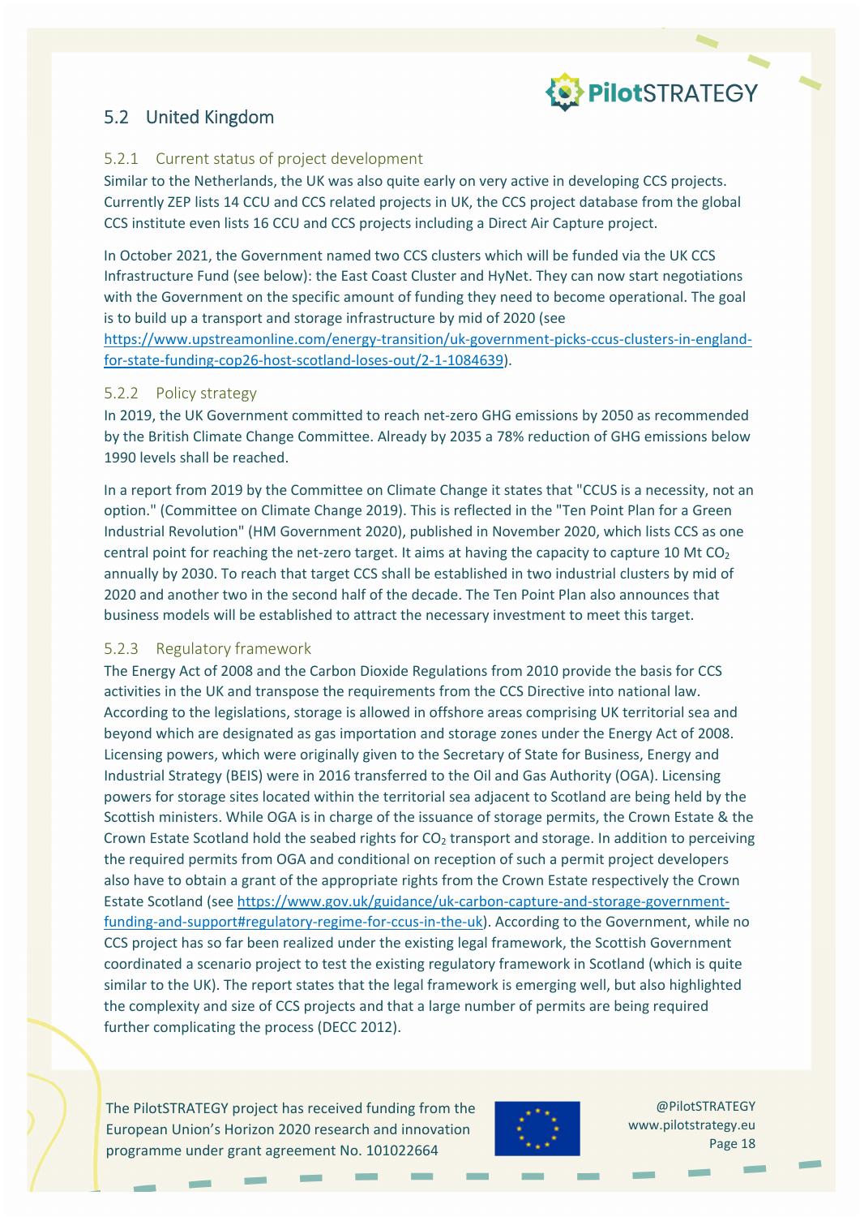## 5.2 United Kingdom

### 5.2.1 Current status of project development

Similar to the Netherlands, the UK was also quite early on very active in developing CCS projects. Currently ZEP lists 14 CCU and CCS related projects in UK, the CCS project database from the global CCS institute even lists 16 CCU and CCS projects including a Direct Air Capture project.

In October 2021, the Government named two CCS clusters which will be funded via the UK CCS Infrastructure Fund (see below): the East Coast Cluster and HyNet. They can now start negotiations with the Government on the specific amount of funding they need to become operational. The goal is to build up a transport and storage infrastructure by mid of 2020 (see https://www.upstreamonline.com/energy-transition/uk-government-picks-ccus-clusters-in-england-for-state-funding-cop26-host-scotland-loses-out/2-1-1084639).

### 5.2.2 Policy strategy

In 2019, the UK Government committed to reach net-zero GHG emissions by 2050 as recommended by the British Climate Change Committee. Already by 2035 a 78% reduction of GHG emissions below 1990 levels shall be reached.

In a report from 2019 by the Committee on Climate Change it states that "CCUS is a necessity, not an option." (Committee on Climate Change 2019). This is reflected in the "Ten Point Plan for a Green Industrial Revolution" (HM Government 2020), published in November 2020, which lists CCS as one central point for reaching the net-zero target. It aims at having the capacity to capture 10 Mt $CO_2$ annually by 2030. To reach that target CCS shall be established in two industrial clusters by mid of 2020 and another two in the second half of the decade. The Ten Point Plan also announces that business models will be established to attract the necessary investment to meet this target.

### 5.2.3 Regulatory framework

The Energy Act of 2008 and the Carbon Dioxide Regulations from 2010 provide the basis for CCS activities in the UK and transpose the requirements from the CCS Directive into national law. According to the legislations, storage is allowed in offshore areas comprising UK territorial sea and beyond which are designated as gas importation and storage zones under the Energy Act of 2008. Licensing powers, which were originally given to the Secretary of State for Business, Energy and Industrial Strategy (BEIS) were in 2016 transferred to the Oil and Gas Authority (OGA). Licensing powers for storage sites located within the territorial sea adjacent to Scotland are being held by the Scottish ministers. While OGA is in charge of the issuance of storage permits, the Crown Estate & the Crown Estate Scotland hold the seabed rights for $CO_2$ transport and storage. In addition to perceiving the required permits from OGA and conditional on reception of such a permit project developers also have to obtain a grant of the appropriate rights from the Crown Estate respectively the Crown Estate Scotland (see https://www.gov.uk/guidance/uk-carbon-capture-and-storage-government-funding-and-support#regulatory-regime-for-ccus-in-the-uk). According to the Government, while no CCS project has so far been realized under the existing legal framework, the Scottish Government coordinated a scenario project to test the existing regulatory framework in Scotland (which is quite similar to the UK). The report states that the legal framework is emerging well, but also highlighted the complexity and size of CCS projects and that a large number of permits are being required further complicating the process (DECC 2012).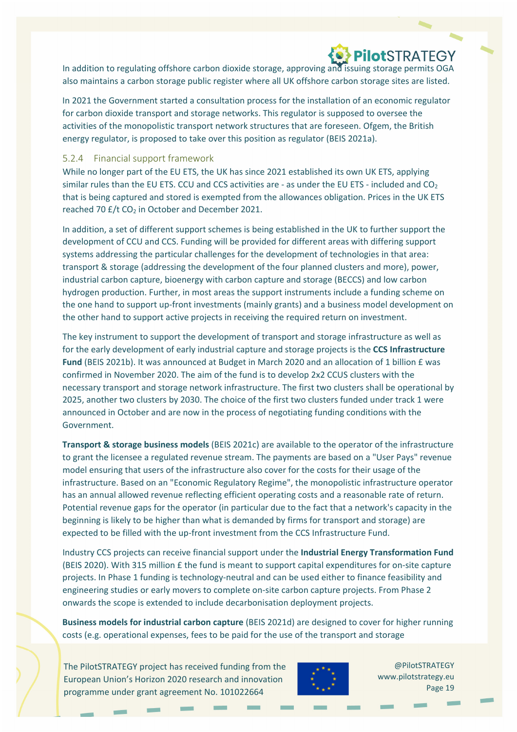In addition to regulating offshore carbon dioxide storage, approving and issuing storage permits OGA also maintains a carbon storage public register where all UK offshore carbon storage sites are listed.

In 2021 the Government started a consultation process for the installation of an economic regulator for carbon dioxide transport and storage networks. This regulator is supposed to oversee the activities of the monopolistic transport network structures that are foreseen. Ofgem, the British energy regulator, is proposed to take over this position as regulator (BEIS 2021a).

### 5.2.4 Financial support framework

While no longer part of the EU ETS, the UK has since 2021 established its own UK ETS, applying similar rules than the EU ETS. CCU and CCS activities are - as under the EU ETS - included and $CO_2$ that is being captured and stored is exempted from the allowances obligation. Prices in the UK ETS reached 70 £/t $CO_2$ in October and December 2021.

In addition, a set of different support schemes is being established in the UK to further support the development of CCU and CCS. Funding will be provided for different areas with differing support systems addressing the particular challenges for the development of technologies in that area: transport & storage (addressing the development of the four planned clusters and more), power, industrial carbon capture, bioenergy with carbon capture and storage (BECCS) and low carbon hydrogen production. Further, in most areas the support instruments include a funding scheme on the one hand to support up-front investments (mainly grants) and a business model development on the other hand to support active projects in receiving the required return on investment.

The key instrument to support the development of transport and storage infrastructure as well as for the early development of early industrial capture and storage projects is the **CCS Infrastructure Fund** (BEIS 2021b). It was announced at Budget in March 2020 and an allocation of 1 billion £ was confirmed in November 2020. The aim of the fund is to develop 2x2 CCUS clusters with the necessary transport and storage network infrastructure. The first two clusters shall be operational by 2025, another two clusters by 2030. The choice of the first two clusters funded under track 1 were announced in October and are now in the process of negotiating funding conditions with the Government.

**Transport & storage business models** (BEIS 2021c) are available to the operator of the infrastructure to grant the licensee a regulated revenue stream. The payments are based on a "User Pays" revenue model ensuring that users of the infrastructure also cover for the costs for their usage of the infrastructure. Based on an "Economic Regulatory Regime", the monopolistic infrastructure operator has an annual allowed revenue reflecting efficient operating costs and a reasonable rate of return. Potential revenue gaps for the operator (in particular due to the fact that a network's capacity in the beginning is likely to be higher than what is demanded by firms for transport and storage) are expected to be filled with the up-front investment from the CCS Infrastructure Fund.

Industry CCS projects can receive financial support under the **Industrial Energy Transformation Fund** (BEIS 2020). With 315 million £ the fund is meant to support capital expenditures for on-site capture projects. In Phase 1 funding is technology-neutral and can be used either to finance feasibility and engineering studies or early movers to complete on-site carbon capture projects. From Phase 2 onwards the scope is extended to include decarbonisation deployment projects.

**Business models for industrial carbon capture** (BEIS 2021d) are designed to cover for higher running costs (e.g. operational expenses, fees to be paid for the use of the transport and storage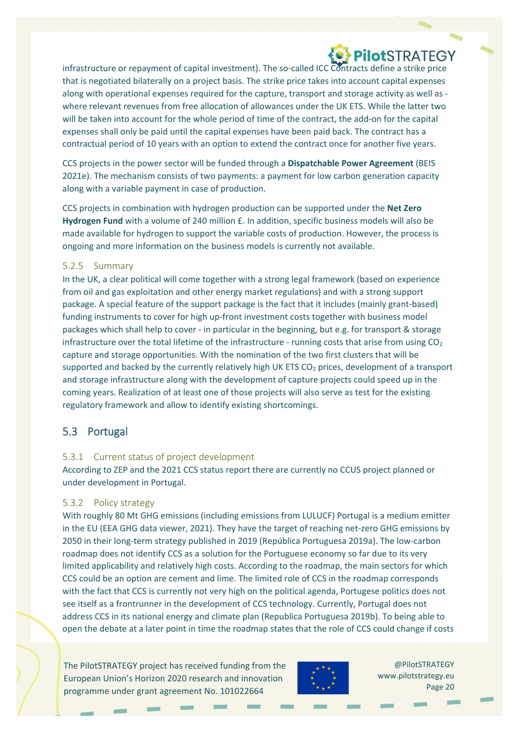infrastructure or repayment of capital investment). The so-called ICC Contracts define a strike price that is negotiated bilaterally on a project basis. The strike price takes into account capital expenses along with operational expenses required for the capture, transport and storage activity as well as - where relevant revenues from free allocation of allowances under the UK ETS. While the latter two will be taken into account for the whole period of time of the contract, the add-on for the capital expenses shall only be paid until the capital expenses have been paid back. The contract has a contractual period of 10 years with an option to extend the contract once for another five years.

CCS projects in the power sector will be funded through a **Dispatchable Power Agreement** (BEIS 2021e). The mechanism consists of two payments: a payment for low carbon generation capacity along with a variable payment in case of production.

CCS projects in combination with hydrogen production can be supported under the **Net Zero Hydrogen Fund** with a volume of 240 million £. In addition, specific business models will also be made available for hydrogen to support the variable costs of production. However, the process is ongoing and more information on the business models is currently not available.

### 5.2.5 Summary

In the UK, a clear political will come together with a strong legal framework (based on experience from oil and gas exploitation and other energy market regulations) and with a strong support package. A special feature of the support package is the fact that it includes (mainly grant-based) funding instruments to cover for high up-front investment costs together with business model packages which shall help to cover - in particular in the beginning, but e.g. for transport & storage infrastructure over the total lifetime of the infrastructure - running costs that arise from using $CO_2$ capture and storage opportunities. With the nomination of the two first clusters that will be supported and backed by the currently relatively high UK ETS $CO_2$ prices, development of a transport and storage infrastructure along with the development of capture projects could speed up in the coming years. Realization of at least one of those projects will also serve as test for the existing regulatory framework and allow to identify existing shortcomings.

## 5.3 Portugal

### 5.3.1 Current status of project development

According to ZEP and the 2021 CCS status report there are currently no CCUS project planned or under development in Portugal.

### 5.3.2 Policy strategy

With roughly 80 Mt GHG emissions (including emissions from LULUCF) Portugal is a medium emitter in the EU (EEA GHG data viewer, 2021). They have the target of reaching net-zero GHG emissions by 2050 in their long-term strategy published in 2019 (República Portuguesa 2019a). The low-carbon roadmap does not identify CCS as a solution for the Portuguese economy so far due to its very limited applicability and relatively high costs. According to the roadmap, the main sectors for which CCS could be an option are cement and lime. The limited role of CCS in the roadmap corresponds with the fact that CCS is currently not very high on the political agenda, Portugese politics does not see itself as a frontrunner in the development of CCS technology. Currently, Portugal does not address CCS in its national energy and climate plan (Republica Portuguesa 2019b). To being able to open the debate at a later point in time the roadmap states that the role of CCS could change if costs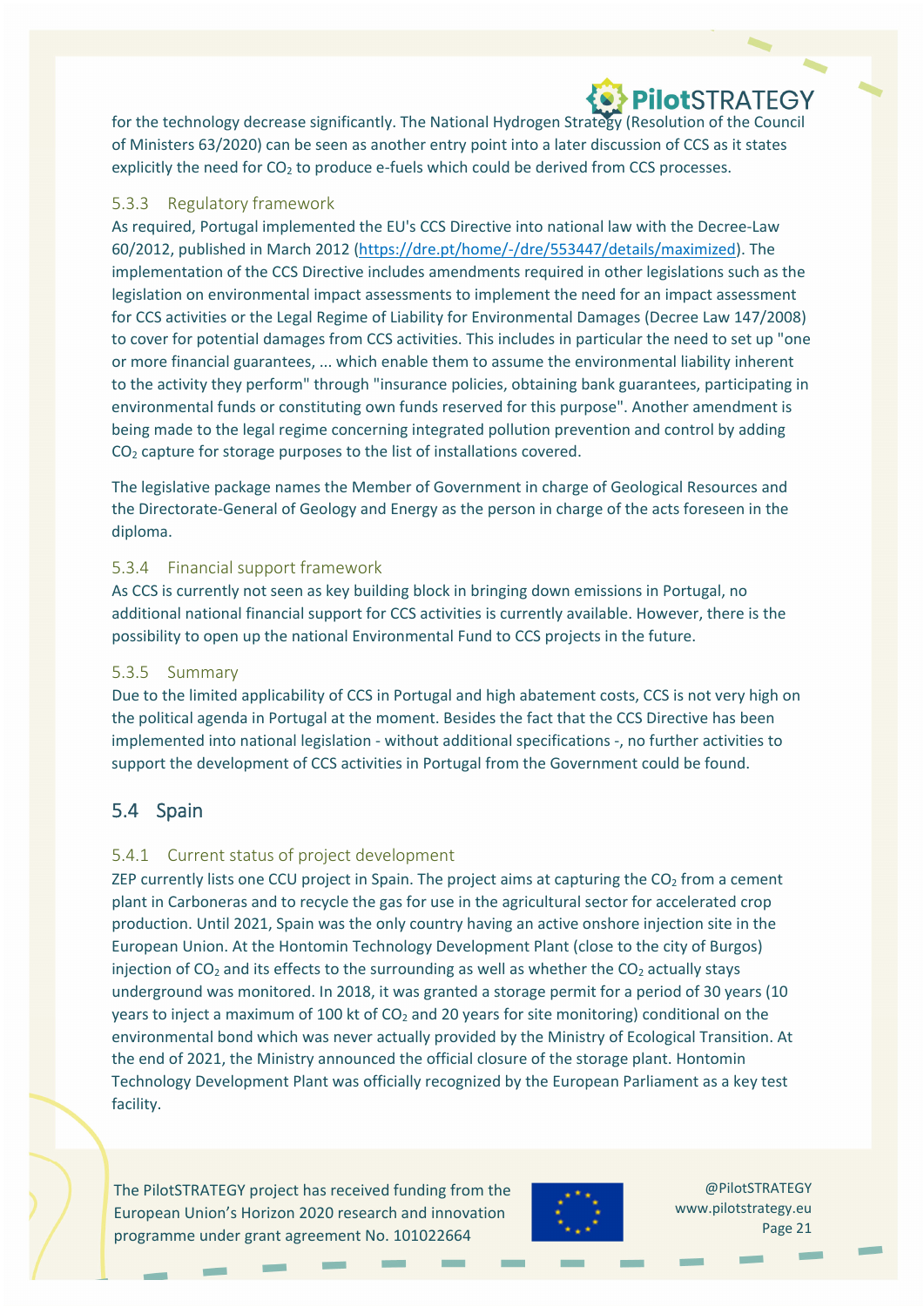for the technology decrease significantly. The National Hydrogen Strategy (Resolution of the Council of Ministers 63/2020) can be seen as another entry point into a later discussion of CCS as it states explicitly the need for $CO_2$ to produce e-fuels which could be derived from CCS processes.

### 5.3.3 Regulatory framework

As required, Portugal implemented the EU's CCS Directive into national law with the Decree-Law 60/2012, published in March 2012 (https://dre.pt/home/-/dre/553447/details/maximized). The implementation of the CCS Directive includes amendments required in other legislations such as the legislation on environmental impact assessments to implement the need for an impact assessment for CCS activities or the Legal Regime of Liability for Environmental Damages (Decree Law 147/2008) to cover for potential damages from CCS activities. This includes in particular the need to set up "one or more financial guarantees, ... which enable them to assume the environmental liability inherent to the activity they perform" through "insurance policies, obtaining bank guarantees, participating in environmental funds or constituting own funds reserved for this purpose". Another amendment is being made to the legal regime concerning integrated pollution prevention and control by adding $CO_2$ capture for storage purposes to the list of installations covered.

The legislative package names the Member of Government in charge of Geological Resources and the Directorate-General of Geology and Energy as the person in charge of the acts foreseen in the diploma.

### 5.3.4 Financial support framework

As CCS is currently not seen as key building block in bringing down emissions in Portugal, no additional national financial support for CCS activities is currently available. However, there is the possibility to open up the national Environmental Fund to CCS projects in the future.

### 5.3.5 Summary

Due to the limited applicability of CCS in Portugal and high abatement costs, CCS is not very high on the political agenda in Portugal at the moment. Besides the fact that the CCS Directive has been implemented into national legislation - without additional specifications -, no further activities to support the development of CCS activities in Portugal from the Government could be found.

## 5.4 Spain

### 5.4.1 Current status of project development

ZEP currently lists one CCU project in Spain. The project aims at capturing the $CO_2$ from a cement plant in Carboneras and to recycle the gas for use in the agricultural sector for accelerated crop production. Until 2021, Spain was the only country having an active onshore injection site in the European Union. At the Hontomin Technology Development Plant (close to the city of Burgos) injection of $CO_2$ and its effects to the surrounding as well as whether the $CO_2$ actually stays underground was monitored. In 2018, it was granted a storage permit for a period of 30 years (10 years to inject a maximum of 100 kt of $CO_2$ and 20 years for site monitoring) conditional on the environmental bond which was never actually provided by the Ministry of Ecological Transition. At the end of 2021, the Ministry announced the official closure of the storage plant. Hontomin Technology Development Plant was officially recognized by the European Parliament as a key test facility.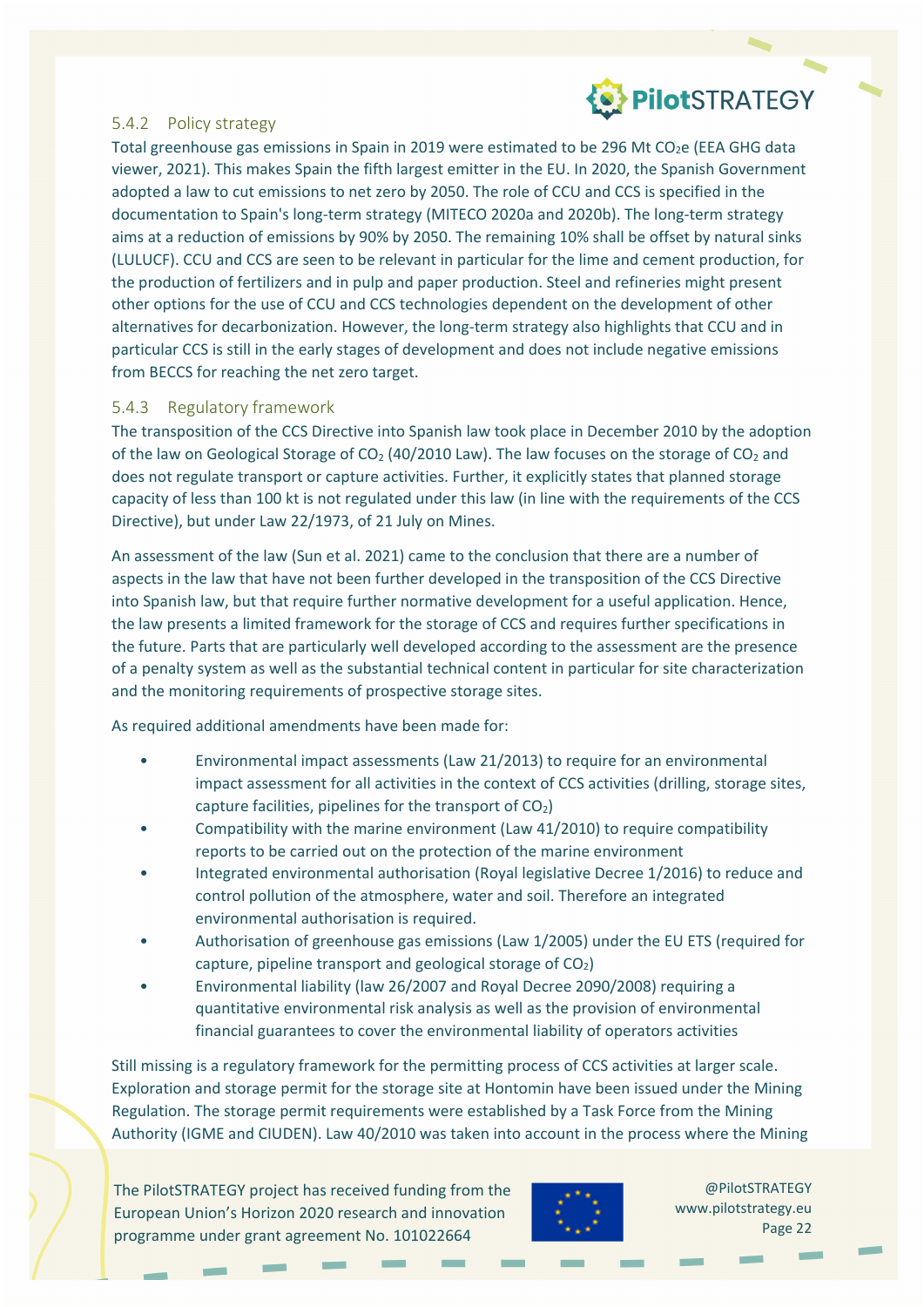### 5.4.2 Policy strategy

Total greenhouse gas emissions in Spain in 2019 were estimated to be 296 Mt $CO_2e$ (EEA GHG data viewer, 2021). This makes Spain the fifth largest emitter in the EU. In 2020, the Spanish Government adopted a law to cut emissions to net zero by 2050. The role of CCU and CCS is specified in the documentation to Spain's long-term strategy (MITECO 2020a and 2020b). The long-term strategy aims at a reduction of emissions by 90% by 2050. The remaining 10% shall be offset by natural sinks (LULUCF). CCU and CCS are seen to be relevant in particular for the lime and cement production, for the production of fertilizers and in pulp and paper production. Steel and refineries might present other options for the use of CCU and CCS technologies dependent on the development of other alternatives for decarbonization. However, the long-term strategy also highlights that CCU and in particular CCS is still in the early stages of development and does not include negative emissions from BECCS for reaching the net zero target.

### 5.4.3 Regulatory framework

The transposition of the CCS Directive into Spanish law took place in December 2010 by the adoption of the law on Geological Storage of $CO_2$ (40/2010 Law). The law focuses on the storage of $CO_2$ and does not regulate transport or capture activities. Further, it explicitly states that planned storage capacity of less than 100 kt is not regulated under this law (in line with the requirements of the CCS Directive), but under Law 22/1973, of 21 July on Mines.

An assessment of the law (Sun et al. 2021) came to the conclusion that there are a number of aspects in the law that have not been further developed in the transposition of the CCS Directive into Spanish law, but that require further normative development for a useful application. Hence, the law presents a limited framework for the storage of CCS and requires further specifications in the future. Parts that are particularly well developed according to the assessment are the presence of a penalty system as well as the substantial technical content in particular for site characterization and the monitoring requirements of prospective storage sites.

As required additional amendments have been made for:

- Environmental impact assessments (Law 21/2013) to require for an environmental impact assessment for all activities in the context of CCS activities (drilling, storage sites, capture facilities, pipelines for the transport of $CO_2$)
- Compatibility with the marine environment (Law 41/2010) to require compatibility reports to be carried out on the protection of the marine environment
- Integrated environmental authorisation (Royal legislative Decree 1/2016) to reduce and control pollution of the atmosphere, water and soil. Therefore an integrated environmental authorisation is required.
- Authorisation of greenhouse gas emissions (Law 1/2005) under the EU ETS (required for capture, pipeline transport and geological storage of $CO_2$)
- Environmental liability (law 26/2007 and Royal Decree 2090/2008) requiring a quantitative environmental risk analysis as well as the provision of environmental financial guarantees to cover the environmental liability of operators activities

Still missing is a regulatory framework for the permitting process of CCS activities at larger scale. Exploration and storage permit for the storage site at Hontomin have been issued under the Mining Regulation. The storage permit requirements were established by a Task Force from the Mining Authority (IGME and CIUDEN). Law 40/2010 was taken into account in the process where the Mining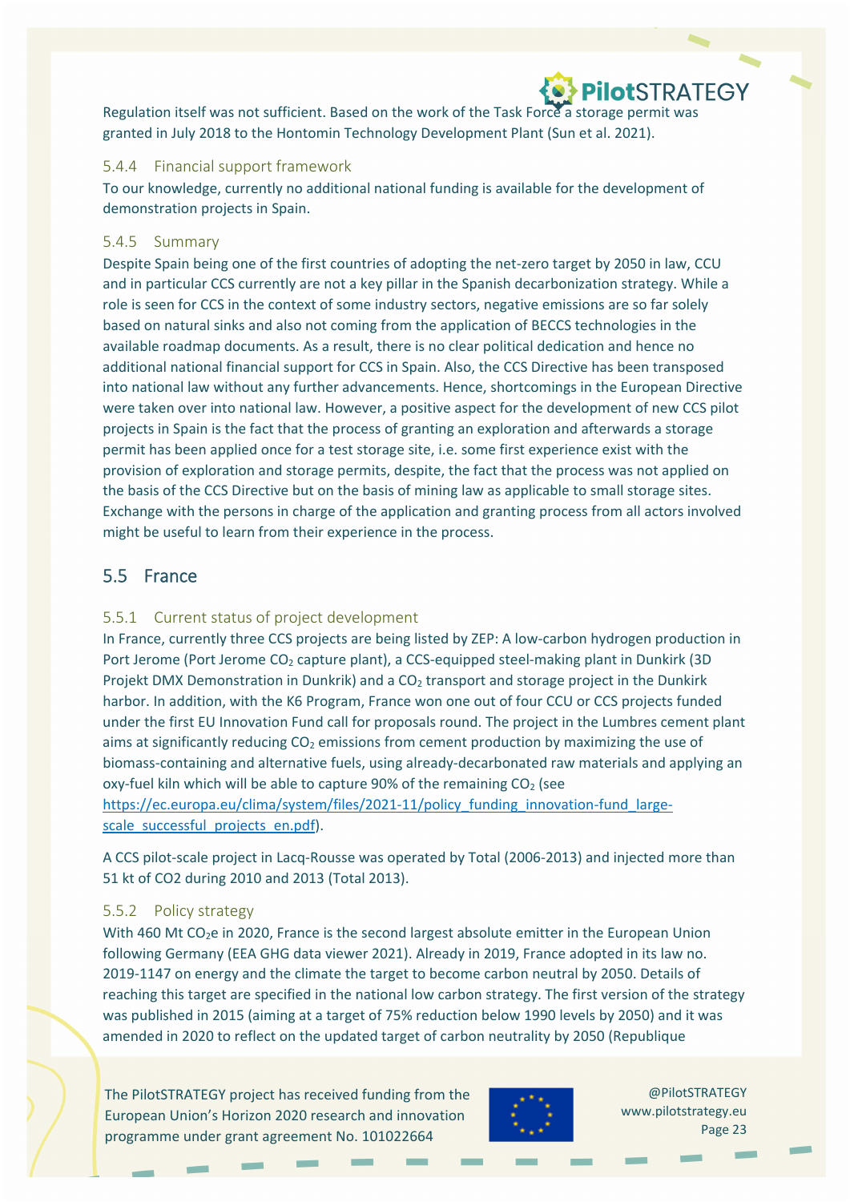Regulation itself was not sufficient. Based on the work of the Task Force a storage permit was granted in July 2018 to the Hontomin Technology Development Plant (Sun et al. 2021).

### 5.4.4 Financial support framework

To our knowledge, currently no additional national funding is available for the development of demonstration projects in Spain.

### 5.4.5 Summary

Despite Spain being one of the first countries of adopting the net-zero target by 2050 in law, CCU and in particular CCS currently are not a key pillar in the Spanish decarbonization strategy. While a role is seen for CCS in the context of some industry sectors, negative emissions are so far solely based on natural sinks and also not coming from the application of BECCS technologies in the available roadmap documents. As a result, there is no clear political dedication and hence no additional national financial support for CCS in Spain. Also, the CCS Directive has been transposed into national law without any further advancements. Hence, shortcomings in the European Directive were taken over into national law. However, a positive aspect for the development of new CCS pilot projects in Spain is the fact that the process of granting an exploration and afterwards a storage permit has been applied once for a test storage site, i.e. some first experience exist with the provision of exploration and storage permits, despite, the fact that the process was not applied on the basis of the CCS Directive but on the basis of mining law as applicable to small storage sites. Exchange with the persons in charge of the application and granting process from all actors involved might be useful to learn from their experience in the process.

## 5.5 France

### 5.5.1 Current status of project development

In France, currently three CCS projects are being listed by ZEP: A low-carbon hydrogen production in Port Jerome (Port Jerome $CO_2$ capture plant), a CCS-equipped steel-making plant in Dunkirk (3D Projekt DMX Demonstration in Dunkrik) and a $CO_2$ transport and storage project in the Dunkirk harbor. In addition, with the K6 Program, France won one out of four CCU or CCS projects funded under the first EU Innovation Fund call for proposals round. The project in the Lumbres cement plant aims at significantly reducing $CO_2$ emissions from cement production by maximizing the use of biomass-containing and alternative fuels, using already-decarbonated raw materials and applying an oxy-fuel kiln which will be able to capture 90% of the remaining $CO_2$ (see [https://ec.europa.eu/clima/system/files/2021-11/policy_funding_innovation-fund_large-scale_successful_projects_en.pdf](https://ec.europa.eu/clima/system/files/2021-11/policy_funding_innovation-fund_large-scale_successful_projects_en.pdf)).

A CCS pilot-scale project in Lacq-Rousse was operated by Total (2006-2013) and injected more than 51 kt of CO2 during 2010 and 2013 (Total 2013).

### 5.5.2 Policy strategy

With 460 Mt $CO_2e$ in 2020, France is the second largest absolute emitter in the European Union following Germany (EEA GHG data viewer 2021). Already in 2019, France adopted in its law no. 2019-1147 on energy and the climate the target to become carbon neutral by 2050. Details of reaching this target are specified in the national low carbon strategy. The first version of the strategy was published in 2015 (aiming at a target of 75% reduction below 1990 levels by 2050) and it was amended in 2020 to reflect on the updated target of carbon neutrality by 2050 (Republique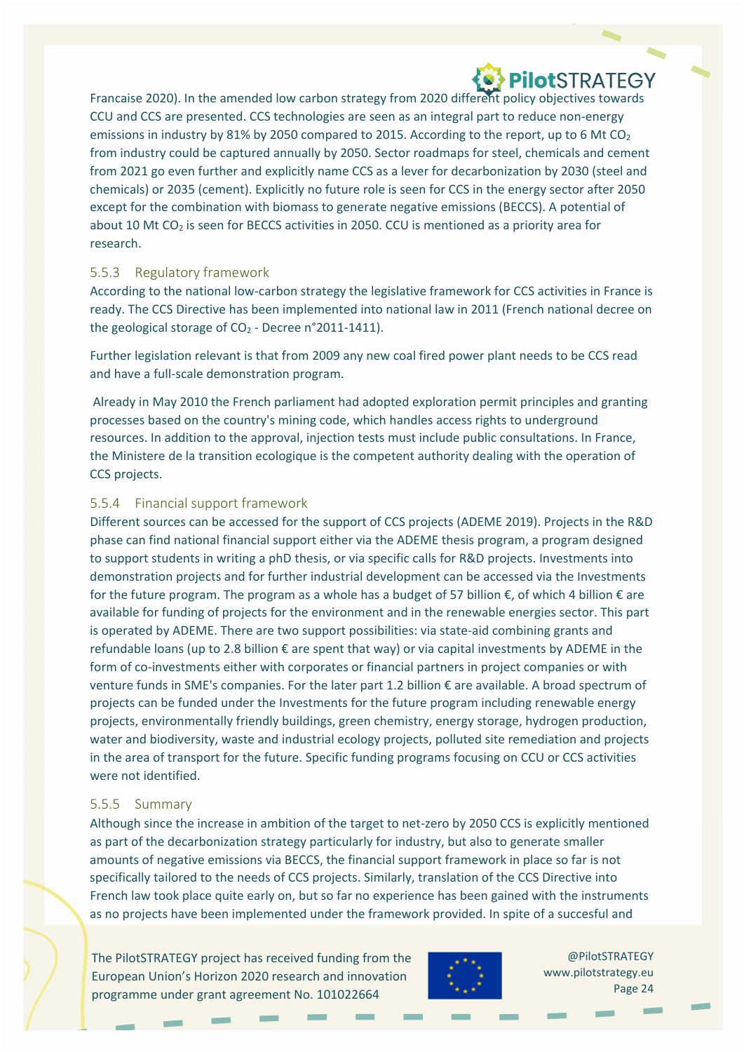Francaise 2020). In the amended low carbon strategy from 2020 different policy objectives towards CCU and CCS are presented. CCS technologies are seen as an integral part to reduce non-energy emissions in industry by 81% by 2050 compared to 2015. According to the report, up to 6 Mt $CO_2$ from industry could be captured annually by 2050. Sector roadmaps for steel, chemicals and cement from 2021 go even further and explicitly name CCS as a lever for decarbonization by 2030 (steel and chemicals) or 2035 (cement). Explicitly no future role is seen for CCS in the energy sector after 2050 except for the combination with biomass to generate negative emissions (BECCS). A potential of about 10 Mt $CO_2$ is seen for BECCS activities in 2050. CCU is mentioned as a priority area for research.

### 5.5.3 Regulatory framework

According to the national low-carbon strategy the legislative framework for CCS activities in France is ready. The CCS Directive has been implemented into national law in 2011 (French national decree on the geological storage of $CO_2$ - Decree n°2011-1411).

Further legislation relevant is that from 2009 any new coal fired power plant needs to be CCS read and have a full-scale demonstration program.

Already in May 2010 the French parliament had adopted exploration permit principles and granting processes based on the country's mining code, which handles access rights to underground resources. In addition to the approval, injection tests must include public consultations. In France, the Ministere de la transition ecologique is the competent authority dealing with the operation of CCS projects.

### 5.5.4 Financial support framework

Different sources can be accessed for the support of CCS projects (ADEME 2019). Projects in the R&D phase can find national financial support either via the ADEME thesis program, a program designed to support students in writing a phD thesis, or via specific calls for R&D projects. Investments into demonstration projects and for further industrial development can be accessed via the Investments for the future program. The program as a whole has a budget of 57 billion €, of which 4 billion € are available for funding of projects for the environment and in the renewable energies sector. This part is operated by ADEME. There are two support possibilities: via state-aid combining grants and refundable loans (up to 2.8 billion € are spent that way) or via capital investments by ADEME in the form of co-investments either with corporates or financial partners in project companies or with venture funds in SME's companies. For the later part 1.2 billion € are available. A broad spectrum of projects can be funded under the Investments for the future program including renewable energy projects, environmentally friendly buildings, green chemistry, energy storage, hydrogen production, water and biodiversity, waste and industrial ecology projects, polluted site remediation and projects in the area of transport for the future. Specific funding programs focusing on CCU or CCS activities were not identified.

### 5.5.5 Summary

Although since the increase in ambition of the target to net-zero by 2050 CCS is explicitly mentioned as part of the decarbonization strategy particularly for industry, but also to generate smaller amounts of negative emissions via BECCS, the financial support framework in place so far is not specifically tailored to the needs of CCS projects. Similarly, translation of the CCS Directive into French law took place quite early on, but so far no experience has been gained with the instruments as no projects have been implemented under the framework provided. In spite of a succesful and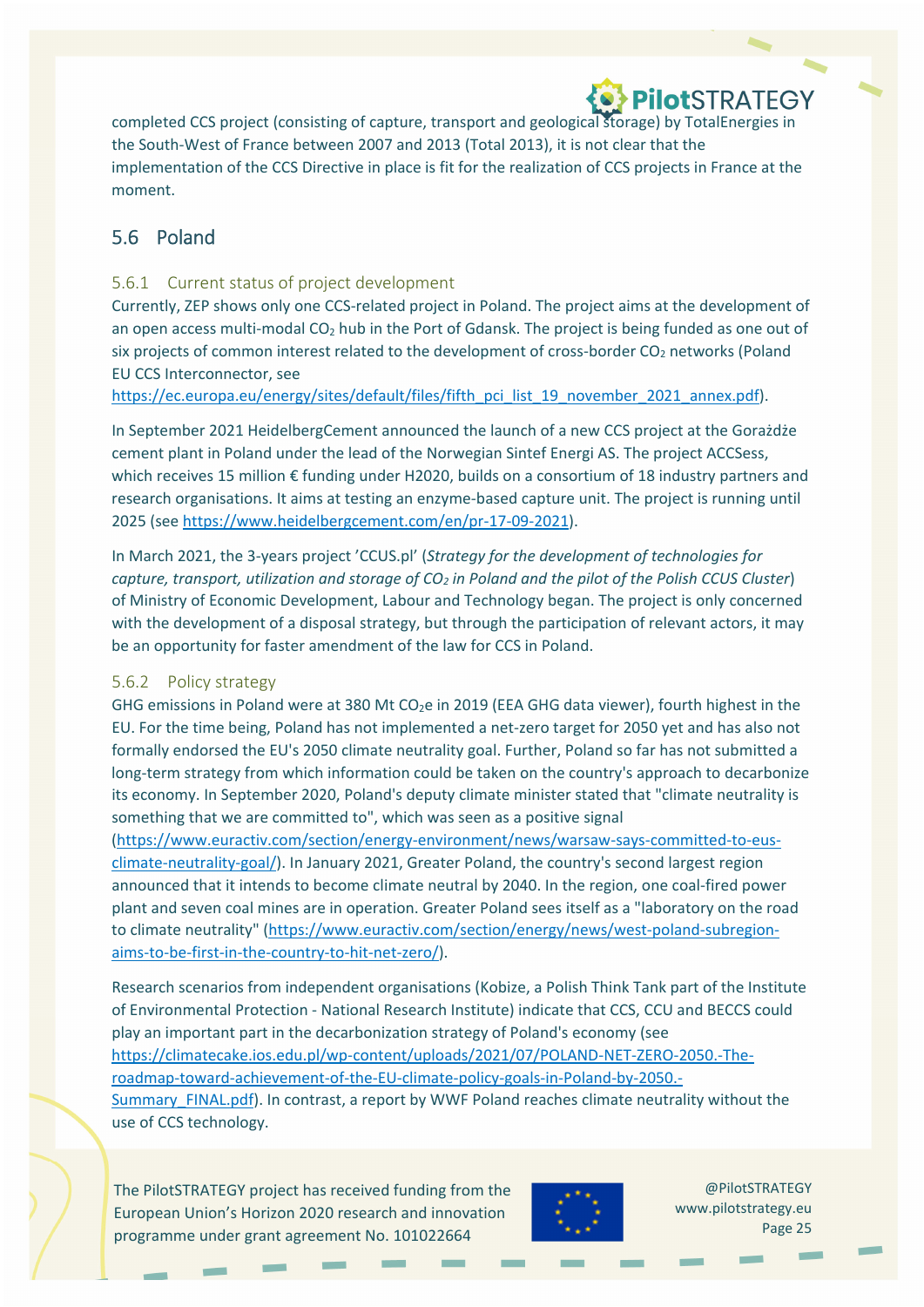completed CCS project (consisting of capture, transport and geological storage) by TotalEnergies in the South-West of France between 2007 and 2013 (Total 2013), it is not clear that the implementation of the CCS Directive in place is fit for the realization of CCS projects in France at the moment.

## 5.6 Poland

### 5.6.1 Current status of project development

Currently, ZEP shows only one CCS-related project in Poland. The project aims at the development of an open access multi-modal $CO_2$ hub in the Port of Gdansk. The project is being funded as one out of six projects of common interest related to the development of cross-border $CO_2$ networks (Poland EU CCS Interconnector, see https://ec.europa.eu/energy/sites/default/files/fifth_pci_list_19_november_2021_annex.pdf).

In September 2021 HeidelbergCement announced the launch of a new CCS project at the Górażdże cement plant in Poland under the lead of the Norwegian Sintef Energi AS. The project ACCSess, which receives 15 million € funding under H2020, builds on a consortium of 18 industry partners and research organisations. It aims at testing an enzyme-based capture unit. The project is running until 2025 (see https://www.heidelbergcement.com/en/pr-17-09-2021).

In March 2021, the 3-years project 'CCUS.pl' (*Strategy for the development of technologies for capture, transport, utilization and storage of $CO_2$ in Poland and the pilot of the Polish CCUS Cluster*) of Ministry of Economic Development, Labour and Technology began. The project is only concerned with the development of a disposal strategy, but through the participation of relevant actors, it may be an opportunity for faster amendment of the law for CCS in Poland.

### 5.6.2 Policy strategy

GHG emissions in Poland were at 380 Mt $CO_2$e in 2019 (EEA GHG data viewer), fourth highest in the EU. For the time being, Poland has not implemented a net-zero target for 2050 yet and has also not formally endorsed the EU's 2050 climate neutrality goal. Further, Poland so far has not submitted a long-term strategy from which information could be taken on the country's approach to decarbonize its economy. In September 2020, Poland's deputy climate minister stated that "climate neutrality is something that we are committed to", which was seen as a positive signal (https://www.euractiv.com/section/energy-environment/news/warsaw-says-committed-to-eus-climate-neutrality-goal/). In January 2021, Greater Poland, the country's second largest region announced that it intends to become climate neutral by 2040. In the region, one coal-fired power plant and seven coal mines are in operation. Greater Poland sees itself as a "laboratory on the road to climate neutrality" (https://www.euractiv.com/section/energy/news/west-poland-subregion-aims-to-be-first-in-the-country-to-hit-net-zero/).

Research scenarios from independent organisations (Kobize, a Polish Think Tank part of the Institute of Environmental Protection - National Research Institute) indicate that CCS, CCU and BECCS could play an important part in the decarbonization strategy of Poland's economy (see https://climatecake.ios.edu.pl/wp-content/uploads/2021/07/POLAND-NET-ZERO-2050.-The-roadmap-toward-achievement-of-the-EU-climate-policy-goals-in-Poland-by-2050.-Summary_FINAL.pdf). In contrast, a report by WWF Poland reaches climate neutrality without the use of CCS technology.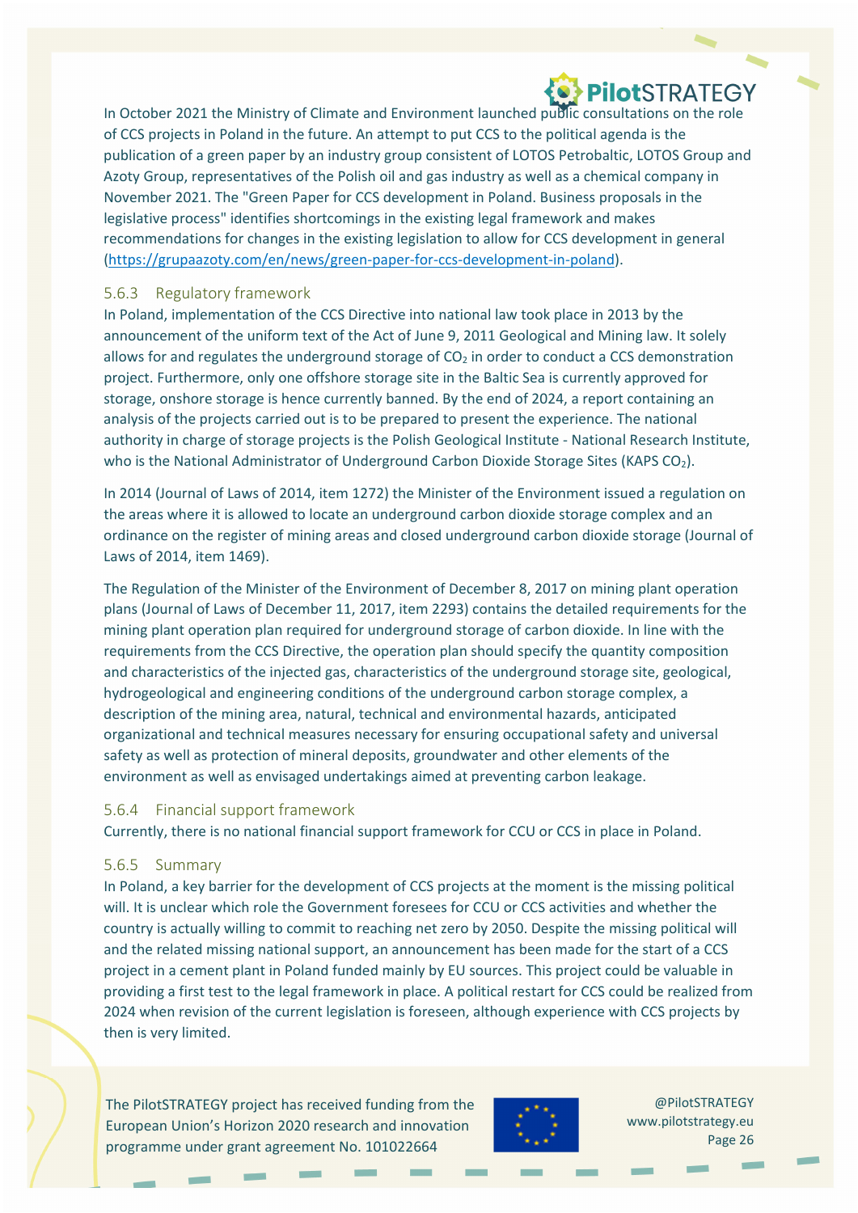In October 2021 the Ministry of Climate and Environment launched public consultations on the role of CCS projects in Poland in the future. An attempt to put CCS to the political agenda is the publication of a green paper by an industry group consistent of LOTOS Petrobaltic, LOTOS Group and Azoty Group, representatives of the Polish oil and gas industry as well as a chemical company in November 2021. The "Green Paper for CCS development in Poland. Business proposals in the legislative process" identifies shortcomings in the existing legal framework and makes recommendations for changes in the existing legislation to allow for CCS development in general (https://grupaazoty.com/en/news/green-paper-for-ccs-development-in-poland).

### 5.6.3 Regulatory framework

In Poland, implementation of the CCS Directive into national law took place in 2013 by the announcement of the uniform text of the Act of June 9, 2011 Geological and Mining law. It solely allows for and regulates the underground storage of $CO_2$ in order to conduct a CCS demonstration project. Furthermore, only one offshore storage site in the Baltic Sea is currently approved for storage, onshore storage is hence currently banned. By the end of 2024, a report containing an analysis of the projects carried out is to be prepared to present the experience. The national authority in charge of storage projects is the Polish Geological Institute - National Research Institute, who is the National Administrator of Underground Carbon Dioxide Storage Sites (KAPS $CO_2$).

In 2014 (Journal of Laws of 2014, item 1272) the Minister of the Environment issued a regulation on the areas where it is allowed to locate an underground carbon dioxide storage complex and an ordinance on the register of mining areas and closed underground carbon dioxide storage (Journal of Laws of 2014, item 1469).

The Regulation of the Minister of the Environment of December 8, 2017 on mining plant operation plans (Journal of Laws of December 11, 2017, item 2293) contains the detailed requirements for the mining plant operation plan required for underground storage of carbon dioxide. In line with the requirements from the CCS Directive, the operation plan should specify the quantity composition and characteristics of the injected gas, characteristics of the underground storage site, geological, hydrogeological and engineering conditions of the underground carbon storage complex, a description of the mining area, natural, technical and environmental hazards, anticipated organizational and technical measures necessary for ensuring occupational safety and universal safety as well as protection of mineral deposits, groundwater and other elements of the environment as well as envisaged undertakings aimed at preventing carbon leakage.

### 5.6.4 Financial support framework

Currently, there is no national financial support framework for CCU or CCS in place in Poland.

### 5.6.5 Summary

In Poland, a key barrier for the development of CCS projects at the moment is the missing political will. It is unclear which role the Government foresees for CCU or CCS activities and whether the country is actually willing to commit to reaching net zero by 2050. Despite the missing political will and the related missing national support, an announcement has been made for the start of a CCS project in a cement plant in Poland funded mainly by EU sources. This project could be valuable in providing a first test to the legal framework in place. A political restart for CCS could be realized from 2024 when revision of the current legislation is foreseen, although experience with CCS projects by then is very limited.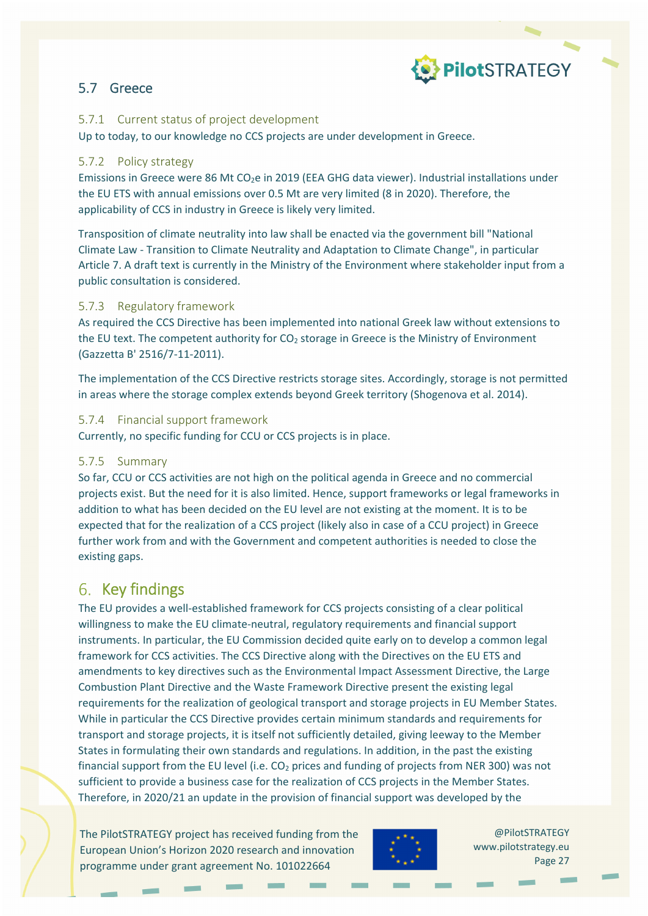## 5.7 Greece

### 5.7.1 Current status of project development

Up to today, to our knowledge no CCS projects are under development in Greece.

### 5.7.2 Policy strategy

Emissions in Greece were 86 Mt $CO_2e$ in 2019 (EEA GHG data viewer). Industrial installations under the EU ETS with annual emissions over 0.5 Mt are very limited (8 in 2020). Therefore, the applicability of CCS in industry in Greece is likely very limited.

Transposition of climate neutrality into law shall be enacted via the government bill "National Climate Law - Transition to Climate Neutrality and Adaptation to Climate Change", in particular Article 7. A draft text is currently in the Ministry of the Environment where stakeholder input from a public consultation is considered.

### 5.7.3 Regulatory framework

As required the CCS Directive has been implemented into national Greek law without extensions to the EU text. The competent authority for $CO_2$ storage in Greece is the Ministry of Environment (Gazzetta B' 2516/7-11-2011).

The implementation of the CCS Directive restricts storage sites. Accordingly, storage is not permitted in areas where the storage complex extends beyond Greek territory (Shogenova et al. 2014).

### 5.7.4 Financial support framework

Currently, no specific funding for CCU or CCS projects is in place.

### 5.7.5 Summary

So far, CCU or CCS activities are not high on the political agenda in Greece and no commercial projects exist. But the need for it is also limited. Hence, support frameworks or legal frameworks in addition to what has been decided on the EU level are not existing at the moment. It is to be expected that for the realization of a CCS project (likely also in case of a CCU project) in Greece further work from and with the Government and competent authorities is needed to close the existing gaps.

# 6. Key findings

The EU provides a well-established framework for CCS projects consisting of a clear political willingness to make the EU climate-neutral, regulatory requirements and financial support instruments. In particular, the EU Commission decided quite early on to develop a common legal framework for CCS activities. The CCS Directive along with the Directives on the EU ETS and amendments to key directives such as the Environmental Impact Assessment Directive, the Large Combustion Plant Directive and the Waste Framework Directive present the existing legal requirements for the realization of geological transport and storage projects in EU Member States. While in particular the CCS Directive provides certain minimum standards and requirements for transport and storage projects, it is itself not sufficiently detailed, giving leeway to the Member States in formulating their own standards and regulations. In addition, in the past the existing financial support from the EU level (i.e. $CO_2$ prices and funding of projects from NER 300) was not sufficient to provide a business case for the realization of CCS projects in the Member States. Therefore, in 2020/21 an update in the provision of financial support was developed by the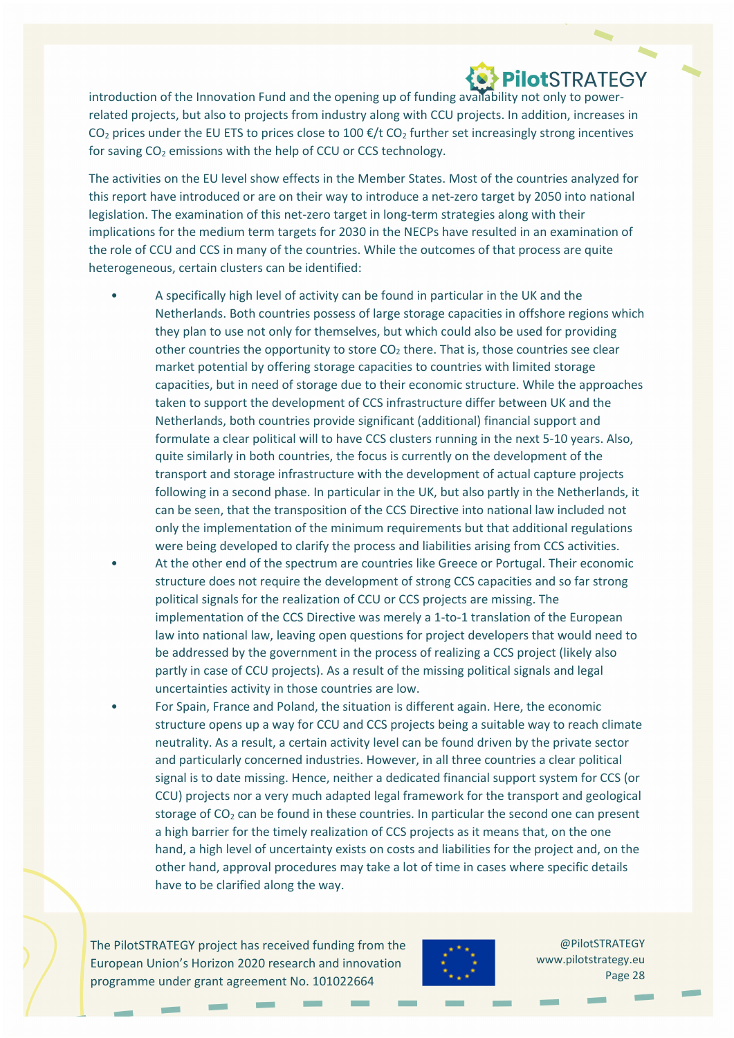introduction of the Innovation Fund and the opening up of funding availability not only to power-related projects, but also to projects from industry along with CCU projects. In addition, increases in $CO_2$ prices under the EU ETS to prices close to 100 €/t $CO_2$ further set increasingly strong incentives for saving $CO_2$ emissions with the help of CCU or CCS technology.

The activities on the EU level show effects in the Member States. Most of the countries analyzed for this report have introduced or are on their way to introduce a net-zero target by 2050 into national legislation. The examination of this net-zero target in long-term strategies along with their implications for the medium term targets for 2030 in the NECPs have resulted in an examination of the role of CCU and CCS in many of the countries. While the outcomes of that process are quite heterogeneous, certain clusters can be identified:

- A specifically high level of activity can be found in particular in the UK and the Netherlands. Both countries possess of large storage capacities in offshore regions which they plan to use not only for themselves, but which could also be used for providing other countries the opportunity to store $CO_2$ there. That is, those countries see clear market potential by offering storage capacities to countries with limited storage capacities, but in need of storage due to their economic structure. While the approaches taken to support the development of CCS infrastructure differ between UK and the Netherlands, both countries provide significant (additional) financial support and formulate a clear political will to have CCS clusters running in the next 5-10 years. Also, quite similarly in both countries, the focus is currently on the development of the transport and storage infrastructure with the development of actual capture projects following in a second phase. In particular in the UK, but also partly in the Netherlands, it can be seen, that the transposition of the CCS Directive into national law included not only the implementation of the minimum requirements but that additional regulations were being developed to clarify the process and liabilities arising from CCS activities.
- At the other end of the spectrum are countries like Greece or Portugal. Their economic structure does not require the development of strong CCS capacities and so far strong political signals for the realization of CCU or CCS projects are missing. The implementation of the CCS Directive was merely a 1-to-1 translation of the European law into national law, leaving open questions for project developers that would need to be addressed by the government in the process of realizing a CCS project (likely also partly in case of CCU projects). As a result of the missing political signals and legal uncertainties activity in those countries are low.
- For Spain, France and Poland, the situation is different again. Here, the economic structure opens up a way for CCU and CCS projects being a suitable way to reach climate neutrality. As a result, a certain activity level can be found driven by the private sector and particularly concerned industries. However, in all three countries a clear political signal is to date missing. Hence, neither a dedicated financial support system for CCS (or CCU) projects nor a very much adapted legal framework for the transport and geological storage of $CO_2$ can be found in these countries. In particular the second one can present a high barrier for the timely realization of CCS projects as it means that, on the one hand, a high level of uncertainty exists on costs and liabilities for the project and, on the other hand, approval procedures may take a lot of time in cases where specific details have to be clarified along the way.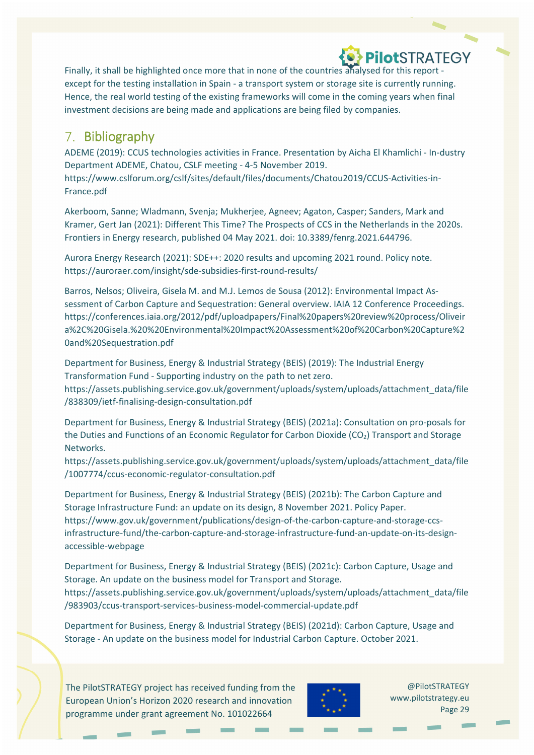Finally, it shall be highlighted once more that in none of the countries analysed for this report - except for the testing installation in Spain - a transport system or storage site is currently running. Hence, the real world testing of the existing frameworks will come in the coming years when final investment decisions are being made and applications are being filed by companies.

## 7. Bibliography

ADEME (2019): CCUS technologies activities in France. Presentation by Aicha El Khamlichi - In-dustry Department ADEME, Chatou, CSLF meeting - 4-5 November 2019. https://www.cslforum.org/cslf/sites/default/files/documents/Chatou2019/CCUS-Activities-in-France.pdf

Akerboom, Sanne; Wladmann, Svenja; Mukherjee, Agneev; Agaton, Casper; Sanders, Mark and Kramer, Gert Jan (2021): Different This Time? The Prospects of CCS in the Netherlands in the 2020s. Frontiers in Energy research, published 04 May 2021. doi: 10.3389/fenrg.2021.644796.

Aurora Energy Research (2021): SDE++: 2020 results and upcoming 2021 round. Policy note. https://auroraer.com/insight/sde-subsidies-first-round-results/

Barros, Nelsos; Oliveira, Gisela M. and M.J. Lemos de Sousa (2012): Environmental Impact As-sessment of Carbon Capture and Sequestration: General overview. IAIA 12 Conference Proceedings. https://conferences.iaia.org/2012/pdf/uploadpapers/Final%20papers%20review%20process/Oliveira%2C%20Gisela.%20%20Environmental%20Impact%20Assessment%20of%20Carbon%20Capture%20and%20Sequestration.pdf

Department for Business, Energy & Industrial Strategy (BEIS) (2019): The Industrial Energy Transformation Fund - Supporting industry on the path to net zero. https://assets.publishing.service.gov.uk/government/uploads/system/uploads/attachment_data/file/838309/ietf-finalising-design-consultation.pdf

Department for Business, Energy & Industrial Strategy (BEIS) (2021a): Consultation on pro-posals for the Duties and Functions of an Economic Regulator for Carbon Dioxide ($CO_2$) Transport and Storage Networks. https://assets.publishing.service.gov.uk/government/uploads/system/uploads/attachment_data/file/1007774/ccus-economic-regulator-consultation.pdf

Department for Business, Energy & Industrial Strategy (BEIS) (2021b): The Carbon Capture and Storage Infrastructure Fund: an update on its design, 8 November 2021. Policy Paper. https://www.gov.uk/government/publications/design-of-the-carbon-capture-and-storage-ccs-infrastructure-fund/the-carbon-capture-and-storage-infrastructure-fund-an-update-on-its-design-accessible-webpage

Department for Business, Energy & Industrial Strategy (BEIS) (2021c): Carbon Capture, Usage and Storage. An update on the business model for Transport and Storage. https://assets.publishing.service.gov.uk/government/uploads/system/uploads/attachment_data/file/983903/ccus-transport-services-business-model-commercial-update.pdf

Department for Business, Energy & Industrial Strategy (BEIS) (2021d): Carbon Capture, Usage and Storage - An update on the business model for Industrial Carbon Capture. October 2021.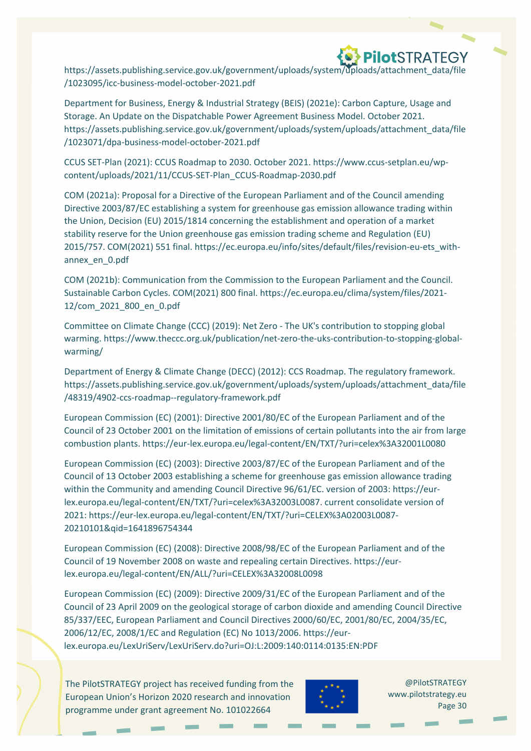https://assets.publishing.service.gov.uk/government/uploads/system/uploads/attachment_data/file/1023095/icc-business-model-october-2021.pdf

Department for Business, Energy & Industrial Strategy (BEIS) (2021e): Carbon Capture, Usage and Storage. An Update on the Dispatchable Power Agreement Business Model. October 2021. https://assets.publishing.service.gov.uk/government/uploads/system/uploads/attachment_data/file/1023071/dpa-business-model-october-2021.pdf

CCUS SET-Plan (2021): CCUS Roadmap to 2030. October 2021. https://www.ccus-setplan.eu/wp-content/uploads/2021/11/CCUS-SET-Plan_CCUS-Roadmap-2030.pdf

COM (2021a): Proposal for a Directive of the European Parliament and of the Council amending Directive 2003/87/EC establishing a system for greenhouse gas emission allowance trading within the Union, Decision (EU) 2015/1814 concerning the establishment and operation of a market stability reserve for the Union greenhouse gas emission trading scheme and Regulation (EU) 2015/757. COM(2021) 551 final. https://ec.europa.eu/info/sites/default/files/revision-eu-ets_with-annex_en_0.pdf

COM (2021b): Communication from the Commission to the European Parliament and the Council. Sustainable Carbon Cycles. COM(2021) 800 final. https://ec.europa.eu/clima/system/files/2021-12/com_2021_800_en_0.pdf

Committee on Climate Change (CCC) (2019): Net Zero - The UK's contribution to stopping global warming. https://www.theccc.org.uk/publication/net-zero-the-uks-contribution-to-stopping-global-warming/

Department of Energy & Climate Change (DECC) (2012): CCS Roadmap. The regulatory framework. https://assets.publishing.service.gov.uk/government/uploads/system/uploads/attachment_data/file/48319/4902-ccs-roadmap--regulatory-framework.pdf

European Commission (EC) (2001): Directive 2001/80/EC of the European Parliament and of the Council of 23 October 2001 on the limitation of emissions of certain pollutants into the air from large combustion plants. https://eur-lex.europa.eu/legal-content/EN/TXT/?uri=celex%3A32001L0080

European Commission (EC) (2003): Directive 2003/87/EC of the European Parliament and of the Council of 13 October 2003 establishing a scheme for greenhouse gas emission allowance trading within the Community and amending Council Directive 96/61/EC. version of 2003: https://eur-lex.europa.eu/legal-content/EN/TXT/?uri=celex%3A32003L0087. current consolidate version of 2021: https://eur-lex.europa.eu/legal-content/EN/TXT/?uri=CELEX%3A02003L0087-20210101&qid=1641896754344

European Commission (EC) (2008): Directive 2008/98/EC of the European Parliament and of the Council of 19 November 2008 on waste and repealing certain Directives. https://eur-lex.europa.eu/legal-content/EN/ALL/?uri=CELEX%3A32008L0098

European Commission (EC) (2009): Directive 2009/31/EC of the European Parliament and of the Council of 23 April 2009 on the geological storage of carbon dioxide and amending Council Directive 85/337/EEC, European Parliament and Council Directives 2000/60/EC, 2001/80/EC, 2004/35/EC, 2006/12/EC, 2008/1/EC and Regulation (EC) No 1013/2006. https://eur-lex.europa.eu/LexUriServ/LexUriServ.do?uri=OJ:L:2009:140:0114:0135:EN:PDF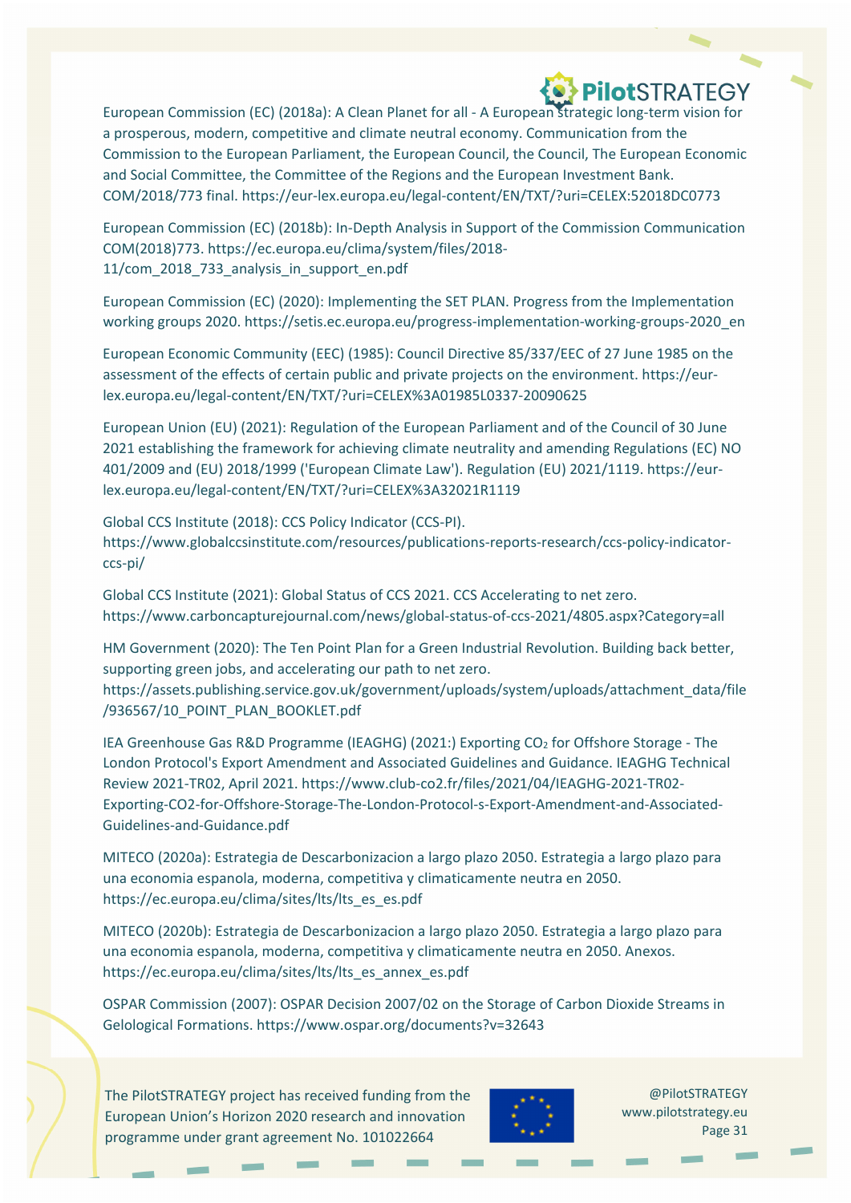European Commission (EC) (2018a): A Clean Planet for all - A European strategic long-term vision for a prosperous, modern, competitive and climate neutral economy. Communication from the Commission to the European Parliament, the European Council, the Council, The European Economic and Social Committee, the Committee of the Regions and the European Investment Bank. COM/2018/773 final. https://eur-lex.europa.eu/legal-content/EN/TXT/?uri=CELEX:52018DC0773

European Commission (EC) (2018b): In-Depth Analysis in Support of the Commission Communication COM(2018)773. https://ec.europa.eu/clima/system/files/2018-11/com_2018_733_analysis_in_support_en.pdf

European Commission (EC) (2020): Implementing the SET PLAN. Progress from the Implementation working groups 2020. https://setis.ec.europa.eu/progress-implementation-working-groups-2020_en

European Economic Community (EEC) (1985): Council Directive 85/337/EEC of 27 June 1985 on the assessment of the effects of certain public and private projects on the environment. https://eur-lex.europa.eu/legal-content/EN/TXT/?uri=CELEX%3A01985L0337-20090625

European Union (EU) (2021): Regulation of the European Parliament and of the Council of 30 June 2021 establishing the framework for achieving climate neutrality and amending Regulations (EC) NO 401/2009 and (EU) 2018/1999 ('European Climate Law'). Regulation (EU) 2021/1119. https://eur-lex.europa.eu/legal-content/EN/TXT/?uri=CELEX%3A32021R1119

Global CCS Institute (2018): CCS Policy Indicator (CCS-PI). https://www.globalccsinstitute.com/resources/publications-reports-research/ccs-policy-indicator-ccs-pi/

Global CCS Institute (2021): Global Status of CCS 2021. CCS Accelerating to net zero. https://www.carboncapturejournal.com/news/global-status-of-ccs-2021/4805.aspx?Category=all

HM Government (2020): The Ten Point Plan for a Green Industrial Revolution. Building back better, supporting green jobs, and accelerating our path to net zero. https://assets.publishing.service.gov.uk/government/uploads/system/uploads/attachment_data/file/936567/10_POINT_PLAN_BOOKLET.pdf

IEA Greenhouse Gas R&D Programme (IEAGHG) (2021:) Exporting $CO_2$ for Offshore Storage - The London Protocol's Export Amendment and Associated Guidelines and Guidance. IEAGHG Technical Review 2021-TR02, April 2021. https://www.club-co2.fr/files/2021/04/IEAGHG-2021-TR02-Exporting-CO2-for-Offshore-Storage-The-London-Protocol-s-Export-Amendment-and-Associated-Guidelines-and-Guidance.pdf

MITECO (2020a): Estrategia de Descarbonizacion a largo plazo 2050. Estrategia a largo plazo para una economia espanola, moderna, competitiva y climaticamente neutra en 2050. https://ec.europa.eu/clima/sites/lts/lts_es_es.pdf

MITECO (2020b): Estrategia de Descarbonizacion a largo plazo 2050. Estrategia a largo plazo para una economia espanola, moderna, competitiva y climaticamente neutra en 2050. Anexos. https://ec.europa.eu/clima/sites/lts/lts_es_annex_es.pdf

OSPAR Commission (2007): OSPAR Decision 2007/02 on the Storage of Carbon Dioxide Streams in Gelological Formations. https://www.ospar.org/documents?v=32643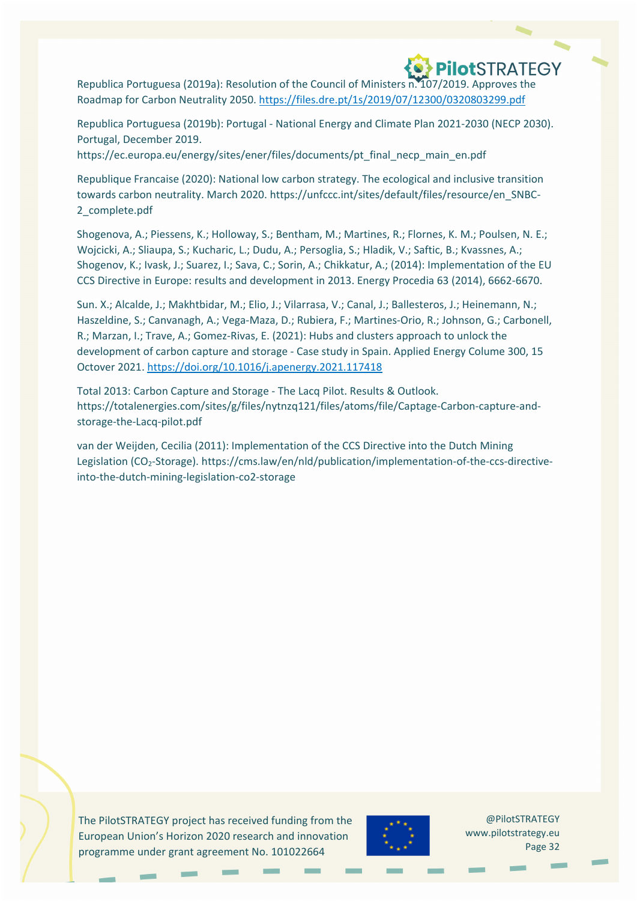Republica Portuguesa (2019a): Resolution of the Council of Ministers n. 107/2019. Approves the Roadmap for Carbon Neutrality 2050. https://files.dre.pt/1s/2019/07/12300/0320803299.pdf

Republica Portuguesa (2019b): Portugal - National Energy and Climate Plan 2021-2030 (NECP 2030). Portugal, December 2019. https://ec.europa.eu/energy/sites/ener/files/documents/pt_final_necp_main_en.pdf

Republique Francaise (2020): National low carbon strategy. The ecological and inclusive transition towards carbon neutrality. March 2020. https://unfccc.int/sites/default/files/resource/en_SNBC-2_complete.pdf

Shogenova, A.; Piessens, K.; Holloway, S.; Bentham, M.; Martines, R.; Flornes, K. M.; Poulsen, N. E.; Wojcicki, A.; Sliaupa, S.; Kucharic, L.; Dudu, A.; Persoglia, S.; Hladik, V.; Saftic, B.; Kvassnes, A.; Shogenov, K.; Ivask, J.; Suarez, I.; Sava, C.; Sorin, A.; Chikkatur, A.; (2014): Implementation of the EU CCS Directive in Europe: results and development in 2013. Energy Procedia 63 (2014), 6662-6670.

Sun. X.; Alcalde, J.; Makhtbidar, M.; Elio, J.; Vilarrasa, V.; Canal, J.; Ballesteros, J.; Heinemann, N.; Haszeldine, S.; Canvanagh, A.; Vega-Maza, D.; Rubiera, F.; Martines-Orio, R.; Johnson, G.; Carbonell, R.; Marzan, I.; Trave, A.; Gomez-Rivas, E. (2021): Hubs and clusters approach to unlock the development of carbon capture and storage - Case study in Spain. Applied Energy Colume 300, 15 Octover 2021. https://doi.org/10.1016/j.apenergy.2021.117418

Total 2013: Carbon Capture and Storage - The Lacq Pilot. Results & Outlook. https://totalenergies.com/sites/g/files/nytnzq121/files/atoms/file/Captage-Carbon-capture-and-storage-the-Lacq-pilot.pdf

van der Weijden, Cecilia (2011): Implementation of the CCS Directive into the Dutch Mining Legislation ($CO_2$-Storage). https://cms.law/en/nld/publication/implementation-of-the-ccs-directive-into-the-dutch-mining-legislation-co2-storage